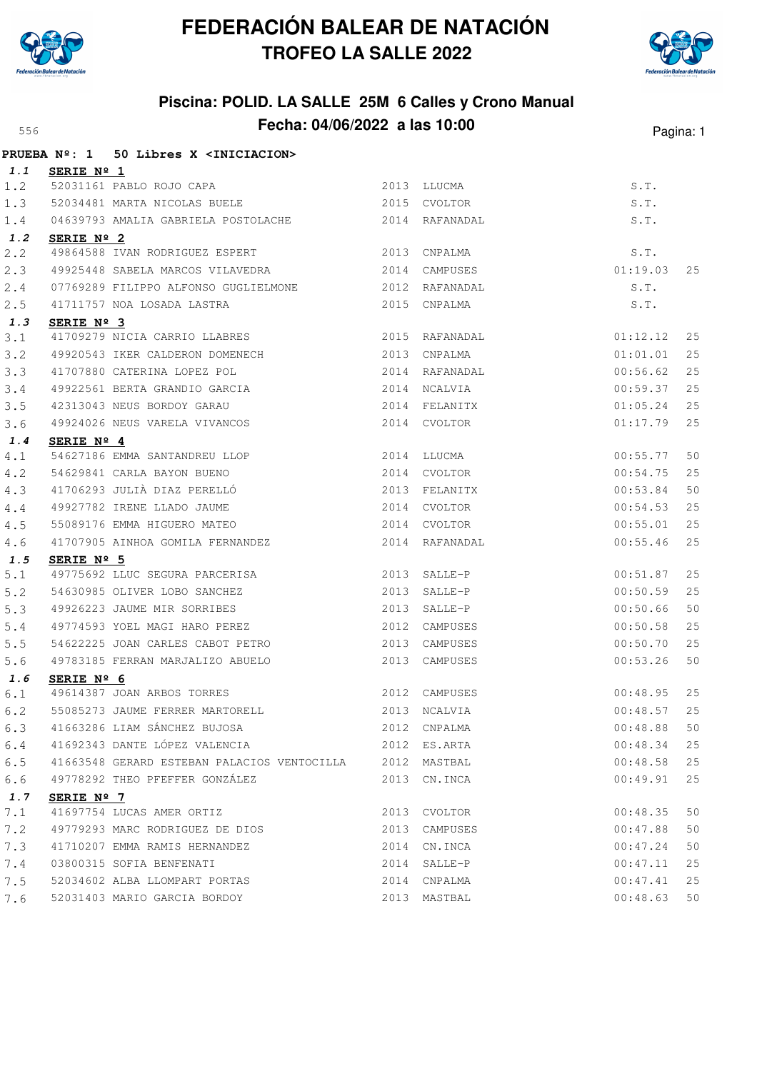# FEDERACIÓN BALEAR DE NATACIÓN

## TROFEO LA SALLE 2022

### Piscina: POLID. LA SALLE 25M 6 Calles y Crono Manual

### Fecha: 04/06/2022 a las 10:00

556

**PRUEBA Nº: 1 50 Libres X <INICIACION>**

| | | | | | |
|---|---|---|---|---|---|
| ***1.1*** | **SERIE Nº 1** | | | | |
| 1.2 | 52031161 PABLO ROJO CAPA | 2013 | LLUCMA | S.T. | |
| 1.3 | 52034481 MARTA NICOLAS BUELE | 2015 | CVOLTOR | S.T. | |
| 1.4 | 04639793 AMALIA GABRIELA POSTOLACHE | 2014 | RAFANADAL | S.T. | |
| ***1.2*** | **SERIE Nº 2** | | | | |
| 2.2 | 49864588 IVAN RODRIGUEZ ESPERT | 2013 | CNPALMA | S.T. | |
| 2.3 | 49925448 SABELA MARCOS VILAVEDRA | 2014 | CAMPUSES | 01:19.03 | 25 |
| 2.4 | 07769289 FILIPPO ALFONSO GUGLIELMONE | 2012 | RAFANADAL | S.T. | |
| 2.5 | 41711757 NOA LOSADA LASTRA | 2015 | CNPALMA | S.T. | |
| ***1.3*** | **SERIE Nº 3** | | | | |
| 3.1 | 41709279 NICIA CARRIO LLABRES | 2015 | RAFANADAL | 01:12.12 | 25 |
| 3.2 | 49920543 IKER CALDERON DOMENECH | 2013 | CNPALMA | 01:01.01 | 25 |
| 3.3 | 41707880 CATERINA LOPEZ POL | 2014 | RAFANADAL | 00:56.62 | 25 |
| 3.4 | 49922561 BERTA GRANDIO GARCIA | 2014 | NCALVIA | 00:59.37 | 25 |
| 3.5 | 42313043 NEUS BORDOY GARAU | 2014 | FELANITX | 01:05.24 | 25 |
| 3.6 | 49924026 NEUS VARELA VIVANCOS | 2014 | CVOLTOR | 01:17.79 | 25 |
| ***1.4*** | **SERIE Nº 4** | | | | |
| 4.1 | 54627186 EMMA SANTANDREU LLOP | 2014 | LLUCMA | 00:55.77 | 50 |
| 4.2 | 54629841 CARLA BAYON BUENO | 2014 | CVOLTOR | 00:54.75 | 25 |
| 4.3 | 41706293 JULIÀ DIAZ PERELLÓ | 2013 | FELANITX | 00:53.84 | 50 |
| 4.4 | 49927782 IRENE LLADO JAUME | 2014 | CVOLTOR | 00:54.53 | 25 |
| 4.5 | 55089176 EMMA HIGUERO MATEO | 2014 | CVOLTOR | 00:55.01 | 25 |
| 4.6 | 41707905 AINHOA GOMILA FERNANDEZ | 2014 | RAFANADAL | 00:55.46 | 25 |
| ***1.5*** | **SERIE Nº 5** | | | | |
| 5.1 | 49775692 LLUC SEGURA PARCERISA | 2013 | SALLE-P | 00:51.87 | 25 |
| 5.2 | 54630985 OLIVER LOBO SANCHEZ | 2013 | SALLE-P | 00:50.59 | 25 |
| 5.3 | 49926223 JAUME MIR SORRIBES | 2013 | SALLE-P | 00:50.66 | 50 |
| 5.4 | 49774593 YOEL MAGI HARO PEREZ | 2012 | CAMPUSES | 00:50.58 | 25 |
| 5.5 | 54622225 JOAN CARLES CABOT PETRO | 2013 | CAMPUSES | 00:50.70 | 25 |
| 5.6 | 49783185 FERRAN MARJALIZO ABUELO | 2013 | CAMPUSES | 00:53.26 | 50 |
| ***1.6*** | **SERIE Nº 6** | | | | |
| 6.1 | 49614387 JOAN ARBOS TORRES | 2012 | CAMPUSES | 00:48.95 | 25 |
| 6.2 | 55085273 JAUME FERRER MARTORELL | 2013 | NCALVIA | 00:48.57 | 25 |
| 6.3 | 41663286 LIAM SÁNCHEZ BUJOSA | 2012 | CNPALMA | 00:48.88 | 50 |
| 6.4 | 41692343 DANTE LÓPEZ VALENCIA | 2012 | ES.ARTA | 00:48.34 | 25 |
| 6.5 | 41663548 GERARD ESTEBAN PALACIOS VENTOCILLA | 2012 | MASTBAL | 00:48.58 | 25 |
| 6.6 | 49778292 THEO PFEFFER GONZÁLEZ | 2013 | CN.INCA | 00:49.91 | 25 |
| ***1.7*** | **SERIE Nº 7** | | | | |
| 7.1 | 41697754 LUCAS AMER ORTIZ | 2013 | CVOLTOR | 00:48.35 | 50 |
| 7.2 | 49779293 MARC RODRIGUEZ DE DIOS | 2013 | CAMPUSES | 00:47.88 | 50 |
| 7.3 | 41710207 EMMA RAMIS HERNANDEZ | 2014 | CN.INCA | 00:47.24 | 50 |
| 7.4 | 03800315 SOFIA BENFENATI | 2014 | SALLE-P | 00:47.11 | 25 |
| 7.5 | 52034602 ALBA LLOMPART PORTAS | 2014 | CNPALMA | 00:47.41 | 25 |
| 7.6 | 52031403 MARIO GARCIA BORDOY | 2013 | MASTBAL | 00:48.63 | 50 |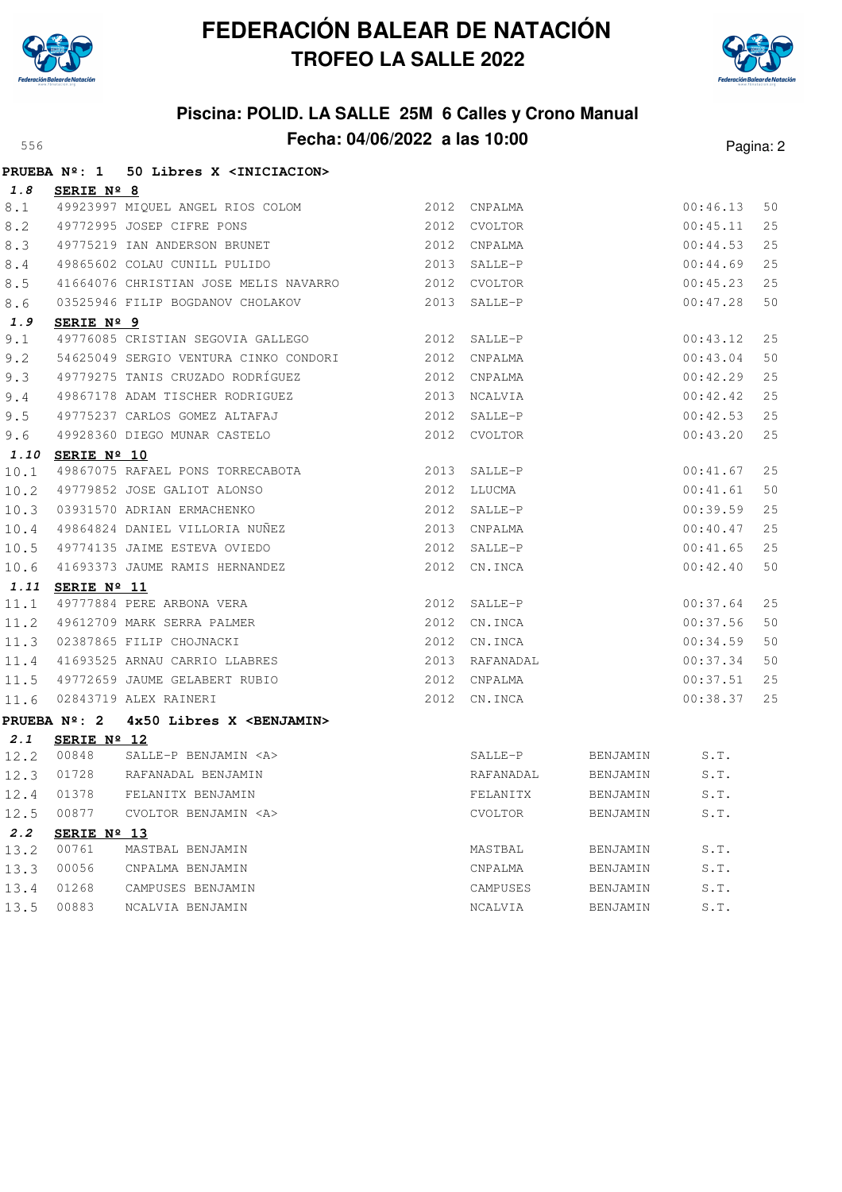# FEDERACIÓN BALEAR DE NATACIÓN
## TROFEO LA SALLE 2022

### Piscina: POLID. LA SALLE 25M 6 Calles y Crono Manual
### Fecha: 04/06/2022 a las 10:00

556

**PRUEBA Nº: 1 50 Libres X <INICIACION>**

**1.8 SERIE Nº 8**

| | | | | | |
|---|---|---|---|---|---|
| 8.1 | 49923997 MIQUEL ANGEL RIOS COLOM | 2012 | CNPALMA | 00:46.13 | 50 |
| 8.2 | 49772995 JOSEP CIFRE PONS | 2012 | CVOLTOR | 00:45.11 | 25 |
| 8.3 | 49775219 IAN ANDERSON BRUNET | 2012 | CNPALMA | 00:44.53 | 25 |
| 8.4 | 49865602 COLAU CUNILL PULIDO | 2013 | SALLE-P | 00:44.69 | 25 |
| 8.5 | 41664076 CHRISTIAN JOSE MELIS NAVARRO | 2012 | CVOLTOR | 00:45.23 | 25 |
| 8.6 | 03525946 FILIP BOGDANOV CHOLAKOV | 2013 | SALLE-P | 00:47.28 | 50 |

**1.9 SERIE Nº 9**

| | | | | | |
|---|---|---|---|---|---|
| 9.1 | 49776085 CRISTIAN SEGOVIA GALLEGO | 2012 | SALLE-P | 00:43.12 | 25 |
| 9.2 | 54625049 SERGIO VENTURA CINKO CONDORI | 2012 | CNPALMA | 00:43.04 | 50 |
| 9.3 | 49779275 TANIS CRUZADO RODRÍGUEZ | 2012 | CNPALMA | 00:42.29 | 25 |
| 9.4 | 49867178 ADAM TISCHER RODRIGUEZ | 2013 | NCALVIA | 00:42.42 | 25 |
| 9.5 | 49775237 CARLOS GOMEZ ALTAFAJ | 2012 | SALLE-P | 00:42.53 | 25 |
| 9.6 | 49928360 DIEGO MUNAR CASTELO | 2012 | CVOLTOR | 00:43.20 | 25 |

**1.10 SERIE Nº 10**

| | | | | | |
|---|---|---|---|---|---|
| 10.1 | 49867075 RAFAEL PONS TORRECABOTA | 2013 | SALLE-P | 00:41.67 | 25 |
| 10.2 | 49779852 JOSE GALIOT ALONSO | 2012 | LLUCMA | 00:41.61 | 50 |
| 10.3 | 03931570 ADRIAN ERMACHENKO | 2012 | SALLE-P | 00:39.59 | 25 |
| 10.4 | 49864824 DANIEL VILLORIA NUÑEZ | 2013 | CNPALMA | 00:40.47 | 25 |
| 10.5 | 49774135 JAIME ESTEVA OVIEDO | 2012 | SALLE-P | 00:41.65 | 25 |
| 10.6 | 41693373 JAUME RAMIS HERNANDEZ | 2012 | CN.INCA | 00:42.40 | 50 |

**1.11 SERIE Nº 11**

| | | | | | |
|---|---|---|---|---|---|
| 11.1 | 49777884 PERE ARBONA VERA | 2012 | SALLE-P | 00:37.64 | 25 |
| 11.2 | 49612709 MARK SERRA PALMER | 2012 | CN.INCA | 00:37.56 | 50 |
| 11.3 | 02387865 FILIP CHOJNACKI | 2012 | CN.INCA | 00:34.59 | 50 |
| 11.4 | 41693525 ARNAU CARRIO LLABRES | 2013 | RAFANADAL | 00:37.34 | 50 |
| 11.5 | 49772659 JAUME GELABERT RUBIO | 2012 | CNPALMA | 00:37.51 | 25 |
| 11.6 | 02843719 ALEX RAINERI | 2012 | CN.INCA | 00:38.37 | 25 |

**PRUEBA Nº: 2 4x50 Libres X <BENJAMIN>**

**2.1 SERIE Nº 12**

| | | | | | |
|---|---|---|---|---|---|
| 12.2 | 00848 | SALLE-P BENJAMIN <A> | SALLE-P | BENJAMIN | S.T. |
| 12.3 | 01728 | RAFANADAL BENJAMIN | RAFANADAL | BENJAMIN | S.T. |
| 12.4 | 01378 | FELANITX BENJAMIN | FELANITX | BENJAMIN | S.T. |
| 12.5 | 00877 | CVOLTOR BENJAMIN <A> | CVOLTOR | BENJAMIN | S.T. |

**2.2 SERIE Nº 13**

| | | | | | |
|---|---|---|---|---|---|
| 13.2 | 00761 | MASTBAL BENJAMIN | MASTBAL | BENJAMIN | S.T. |
| 13.3 | 00056 | CNPALMA BENJAMIN | CNPALMA | BENJAMIN | S.T. |
| 13.4 | 01268 | CAMPUSES BENJAMIN | CAMPUSES | BENJAMIN | S.T. |
| 13.5 | 00883 | NCALVIA BENJAMIN | NCALVIA | BENJAMIN | S.T. |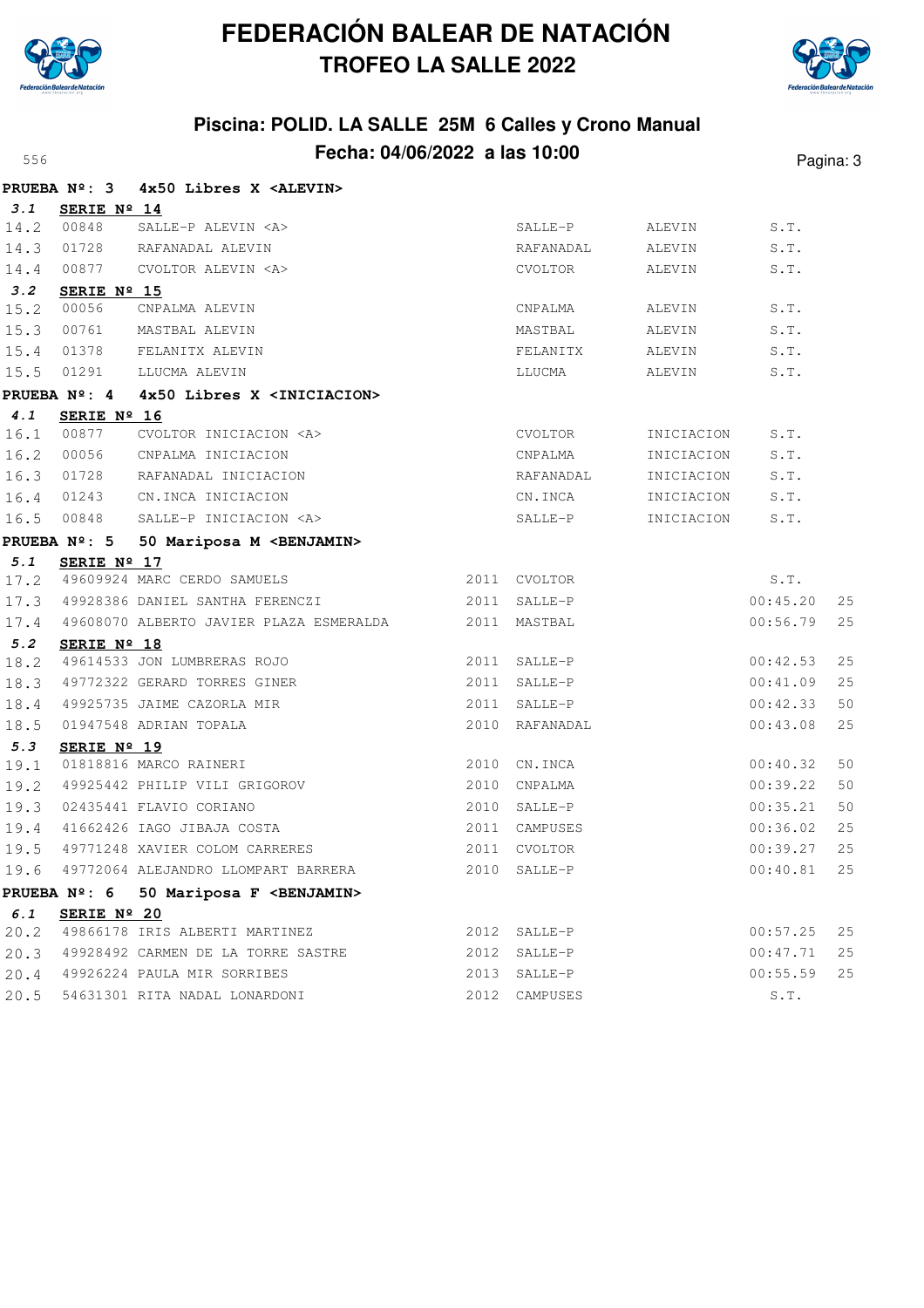# FEDERACIÓN BALEAR DE NATACIÓN

## TROFEO LA SALLE 2022

### Piscina: POLID. LA SALLE 25M 6 Calles y Crono Manual

### Fecha: 04/06/2022 a las 10:00

**PRUEBA Nº: 3 4x50 Libres X <ALEVIN>**

**3.1 SERIE Nº 14**

| | | | | | | |
|---|---|---|---|---|---|---|
| 14.2 | 00848 | SALLE-P ALEVIN <A> | SALLE-P | ALEVIN | S.T. | |
| 14.3 | 01728 | RAFANADAL ALEVIN | RAFANADAL | ALEVIN | S.T. | |
| 14.4 | 00877 | CVOLTOR ALEVIN <A> | CVOLTOR | ALEVIN | S.T. | |

**3.2 SERIE Nº 15**

| | | | | | | |
|---|---|---|---|---|---|---|
| 15.2 | 00056 | CNPALMA ALEVIN | CNPALMA | ALEVIN | S.T. | |
| 15.3 | 00761 | MASTBAL ALEVIN | MASTBAL | ALEVIN | S.T. | |
| 15.4 | 01378 | FELANITX ALEVIN | FELANITX | ALEVIN | S.T. | |
| 15.5 | 01291 | LLUCMA ALEVIN | LLUCMA | ALEVIN | S.T. | |

**PRUEBA Nº: 4 4x50 Libres X <INICIACION>**

**4.1 SERIE Nº 16**

| | | | | | | |
|---|---|---|---|---|---|---|
| 16.1 | 00877 | CVOLTOR INICIACION <A> | CVOLTOR | INICIACION | S.T. | |
| 16.2 | 00056 | CNPALMA INICIACION | CNPALMA | INICIACION | S.T. | |
| 16.3 | 01728 | RAFANADAL INICIACION | RAFANADAL | INICIACION | S.T. | |
| 16.4 | 01243 | CN.INCA INICIACION | CN.INCA | INICIACION | S.T. | |
| 16.5 | 00848 | SALLE-P INICIACION <A> | SALLE-P | INICIACION | S.T. | |

**PRUEBA Nº: 5 50 Mariposa M <BENJAMIN>**

**5.1 SERIE Nº 17**

| | | | | | | |
|---|---|---|---|---|---|---|
| 17.2 | 49609924 | MARC CERDO SAMUELS | 2011 | CVOLTOR | S.T. | |
| 17.3 | 49928386 | DANIEL SANTHA FERENCZI | 2011 | SALLE-P | 00:45.20 | 25 |
| 17.4 | 49608070 | ALBERTO JAVIER PLAZA ESMERALDA | 2011 | MASTBAL | 00:56.79 | 25 |

**5.2 SERIE Nº 18**

| | | | | | | |
|---|---|---|---|---|---|---|
| 18.2 | 49614533 | JON LUMBRERAS ROJO | 2011 | SALLE-P | 00:42.53 | 25 |
| 18.3 | 49772322 | GERARD TORRES GINER | 2011 | SALLE-P | 00:41.09 | 25 |
| 18.4 | 49925735 | JAIME CAZORLA MIR | 2011 | SALLE-P | 00:42.33 | 50 |
| 18.5 | 01947548 | ADRIAN TOPALA | 2010 | RAFANADAL | 00:43.08 | 25 |

**5.3 SERIE Nº 19**

| | | | | | | |
|---|---|---|---|---|---|---|
| 19.1 | 01818816 | MARCO RAINERI | 2010 | CN.INCA | 00:40.32 | 50 |
| 19.2 | 49925442 | PHILIP VILI GRIGOROV | 2010 | CNPALMA | 00:39.22 | 50 |
| 19.3 | 02435441 | FLAVIO CORIANO | 2010 | SALLE-P | 00:35.21 | 50 |
| 19.4 | 41662426 | IAGO JIBAJA COSTA | 2011 | CAMPUSES | 00:36.02 | 25 |
| 19.5 | 49771248 | XAVIER COLOM CARRERES | 2011 | CVOLTOR | 00:39.27 | 25 |
| 19.6 | 49772064 | ALEJANDRO LLOMPART BARRERA | 2010 | SALLE-P | 00:40.81 | 25 |

**PRUEBA Nº: 6 50 Mariposa F <BENJAMIN>**

**6.1 SERIE Nº 20**

| | | | | | | |
|---|---|---|---|---|---|---|
| 20.2 | 49866178 | IRIS ALBERTI MARTINEZ | 2012 | SALLE-P | 00:57.25 | 25 |
| 20.3 | 49928492 | CARMEN DE LA TORRE SASTRE | 2012 | SALLE-P | 00:47.71 | 25 |
| 20.4 | 49926224 | PAULA MIR SORRIBES | 2013 | SALLE-P | 00:55.59 | 25 |
| 20.5 | 54631301 | RITA NADAL LONARDONI | 2012 | CAMPUSES | S.T. | |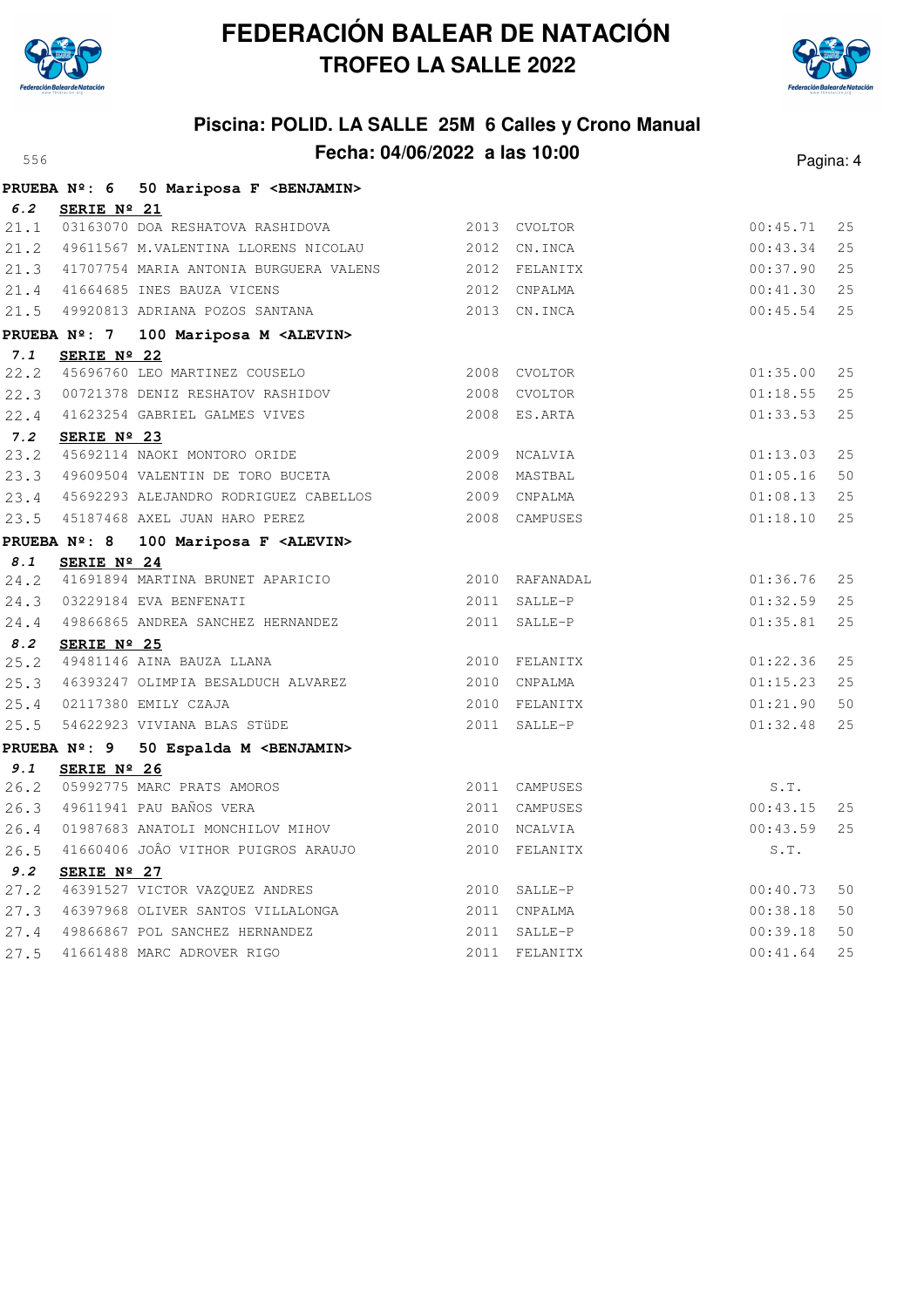# FEDERACIÓN BALEAR DE NATACIÓN
## TROFEO LA SALLE 2022

### Piscina: POLID. LA SALLE 25M 6 Calles y Crono Manual
### Fecha: 04/06/2022 a las 10:00

**PRUEBA Nº: 6 50 Mariposa F <BENJAMIN>**

**6.2 SERIE Nº 21**

| | | | | | | |
|---|---|---|---|---|---|---|
| 21.1 | 03163070 | DOA RESHATOVA RASHIDOVA | 2013 | CVOLTOR | 00:45.71 | 25 |
| 21.2 | 49611567 | M.VALENTINA LLORENS NICOLAU | 2012 | CN.INCA | 00:43.34 | 25 |
| 21.3 | 41707754 | MARIA ANTONIA BURGUERA VALENS | 2012 | FELANITX | 00:37.90 | 25 |
| 21.4 | 41664685 | INES BAUZA VICENS | 2012 | CNPALMA | 00:41.30 | 25 |
| 21.5 | 49920813 | ADRIANA POZOS SANTANA | 2013 | CN.INCA | 00:45.54 | 25 |

**PRUEBA Nº: 7 100 Mariposa M <ALEVIN>**

**7.1 SERIE Nº 22**

| | | | | | | |
|---|---|---|---|---|---|---|
| 22.2 | 45696760 | LEO MARTINEZ COUSELO | 2008 | CVOLTOR | 01:35.00 | 25 |
| 22.3 | 00721378 | DENIZ RESHATOV RASHIDOV | 2008 | CVOLTOR | 01:18.55 | 25 |
| 22.4 | 41623254 | GABRIEL GALMES VIVES | 2008 | ES.ARTA | 01:33.53 | 25 |

**7.2 SERIE Nº 23**

| | | | | | | |
|---|---|---|---|---|---|---|
| 23.2 | 45692114 | NAOKI MONTORO ORIDE | 2009 | NCALVIA | 01:13.03 | 25 |
| 23.3 | 49609504 | VALENTIN DE TORO BUCETA | 2008 | MASTBAL | 01:05.16 | 50 |
| 23.4 | 45692293 | ALEJANDRO RODRIGUEZ CABELLOS | 2009 | CNPALMA | 01:08.13 | 25 |
| 23.5 | 45187468 | AXEL JUAN HARO PEREZ | 2008 | CAMPUSES | 01:18.10 | 25 |

**PRUEBA Nº: 8 100 Mariposa F <ALEVIN>**

**8.1 SERIE Nº 24**

| | | | | | | |
|---|---|---|---|---|---|---|
| 24.2 | 41691894 | MARTINA BRUNET APARICIO | 2010 | RAFANADAL | 01:36.76 | 25 |
| 24.3 | 03229184 | EVA BENFENATI | 2011 | SALLE-P | 01:32.59 | 25 |
| 24.4 | 49866865 | ANDREA SANCHEZ HERNANDEZ | 2011 | SALLE-P | 01:35.81 | 25 |

**8.2 SERIE Nº 25**

| | | | | | | |
|---|---|---|---|---|---|---|
| 25.2 | 49481146 | AINA BAUZA LLANA | 2010 | FELANITX | 01:22.36 | 25 |
| 25.3 | 46393247 | OLIMPIA BESALDUCH ALVAREZ | 2010 | CNPALMA | 01:15.23 | 25 |
| 25.4 | 02117380 | EMILY CZAJA | 2010 | FELANITX | 01:21.90 | 50 |
| 25.5 | 54622923 | VIVIANA BLAS STüDE | 2011 | SALLE-P | 01:32.48 | 25 |

**PRUEBA Nº: 9 50 Espalda M <BENJAMIN>**

**9.1 SERIE Nº 26**

| | | | | | | |
|---|---|---|---|---|---|---|
| 26.2 | 05992775 | MARC PRATS AMOROS | 2011 | CAMPUSES | S.T. | |
| 26.3 | 49611941 | PAU BAÑOS VERA | 2011 | CAMPUSES | 00:43.15 | 25 |
| 26.4 | 01987683 | ANATOLI MONCHILOV MIHOV | 2010 | NCALVIA | 00:43.59 | 25 |
| 26.5 | 41660406 | JOÂO VITHOR PUIGROS ARAUJO | 2010 | FELANITX | S.T. | |

**9.2 SERIE Nº 27**

| | | | | | | |
|---|---|---|---|---|---|---|
| 27.2 | 46391527 | VICTOR VAZQUEZ ANDRES | 2010 | SALLE-P | 00:40.73 | 50 |
| 27.3 | 46397968 | OLIVER SANTOS VILLALONGA | 2011 | CNPALMA | 00:38.18 | 50 |
| 27.4 | 49866867 | POL SANCHEZ HERNANDEZ | 2011 | SALLE-P | 00:39.18 | 50 |
| 27.5 | 41661488 | MARC ADROVER RIGO | 2011 | FELANITX | 00:41.64 | 25 |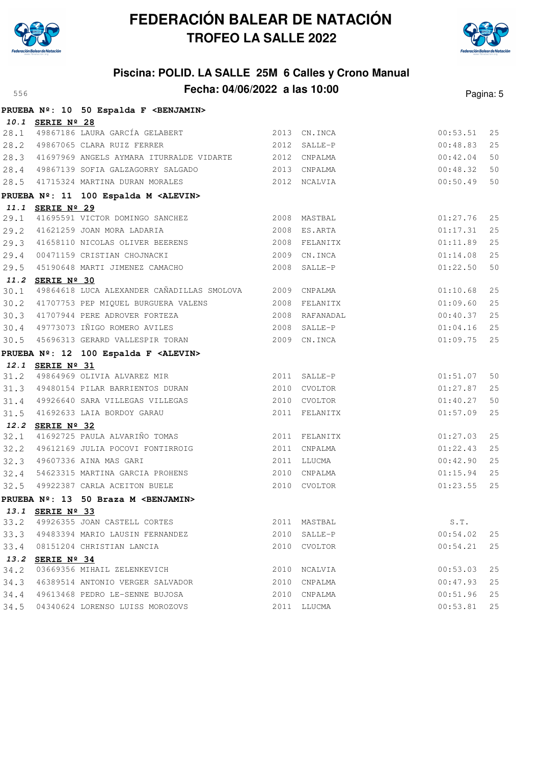# FEDERACIÓN BALEAR DE NATACIÓN

## TROFEO LA SALLE 2022

### Piscina: POLID. LA SALLE 25M 6 Calles y Crono Manual

### Fecha: 04/06/2022 a las 10:00

556

**PRUEBA Nº: 10 50 Espalda F <BENJAMIN>**

***10.1* SERIE Nº 28**

| | | | | | | |
|---|---|---|---|---|---|---|
| 28.1 | 49867186 | LAURA GARCÍA GELABERT | 2013 | CN.INCA | 00:53.51 | 25 |
| 28.2 | 49867065 | CLARA RUIZ FERRER | 2012 | SALLE-P | 00:48.83 | 25 |
| 28.3 | 41697969 | ANGELS AYMARA ITURRALDE VIDARTE | 2012 | CNPALMA | 00:42.04 | 50 |
| 28.4 | 49867139 | SOFIA GALZAGORRY SALGADO | 2013 | CNPALMA | 00:48.32 | 50 |
| 28.5 | 41715324 | MARTINA DURAN MORALES | 2012 | NCALVIA | 00:50.49 | 50 |

**PRUEBA Nº: 11 100 Espalda M <ALEVIN>**

***11.1* SERIE Nº 29**

| | | | | | | |
|---|---|---|---|---|---|---|
| 29.1 | 41695591 | VICTOR DOMINGO SANCHEZ | 2008 | MASTBAL | 01:27.76 | 25 |
| 29.2 | 41621259 | JOAN MORA LADARIA | 2008 | ES.ARTA | 01:17.31 | 25 |
| 29.3 | 41658110 | NICOLAS OLIVER BEERENS | 2008 | FELANITX | 01:11.89 | 25 |
| 29.4 | 00471159 | CRISTIAN CHOJNACKI | 2009 | CN.INCA | 01:14.08 | 25 |
| 29.5 | 45190648 | MARTI JIMENEZ CAMACHO | 2008 | SALLE-P | 01:22.50 | 50 |

***11.2* SERIE Nº 30**

| | | | | | | |
|---|---|---|---|---|---|---|
| 30.1 | 49864618 | LUCA ALEXANDER CAÑADILLAS SMOLOVA | 2009 | CNPALMA | 01:10.68 | 25 |
| 30.2 | 41707753 | PEP MIQUEL BURGUERA VALENS | 2008 | FELANITX | 01:09.60 | 25 |
| 30.3 | 41707944 | PERE ADROVER FORTEZA | 2008 | RAFANADAL | 00:40.37 | 25 |
| 30.4 | 49773073 | IÑIGO ROMERO AVILES | 2008 | SALLE-P | 01:04.16 | 25 |
| 30.5 | 45696313 | GERARD VALLESPIR TORAN | 2009 | CN.INCA | 01:09.75 | 25 |

**PRUEBA Nº: 12 100 Espalda F <ALEVIN>**

***12.1* SERIE Nº 31**

| | | | | | | |
|---|---|---|---|---|---|---|
| 31.2 | 49864969 | OLIVIA ALVAREZ MIR | 2011 | SALLE-P | 01:51.07 | 50 |
| 31.3 | 49480154 | PILAR BARRIENTOS DURAN | 2010 | CVOLTOR | 01:27.87 | 25 |
| 31.4 | 49926640 | SARA VILLEGAS VILLEGAS | 2010 | CVOLTOR | 01:40.27 | 50 |
| 31.5 | 41692633 | LAIA BORDOY GARAU | 2011 | FELANITX | 01:57.09 | 25 |

***12.2* SERIE Nº 32**

| | | | | | | |
|---|---|---|---|---|---|---|
| 32.1 | 41692725 | PAULA ALVARIÑO TOMAS | 2011 | FELANITX | 01:27.03 | 25 |
| 32.2 | 49612169 | JULIA POCOVI FONTIRROIG | 2011 | CNPALMA | 01:22.43 | 25 |
| 32.3 | 49607336 | AINA MAS GARI | 2011 | LLUCMA | 00:42.90 | 25 |
| 32.4 | 54623315 | MARTINA GARCIA PROHENS | 2010 | CNPALMA | 01:15.94 | 25 |
| 32.5 | 49922387 | CARLA ACEITON BUELE | 2010 | CVOLTOR | 01:23.55 | 25 |

**PRUEBA Nº: 13 50 Braza M <BENJAMIN>**

***13.1* SERIE Nº 33**

| | | | | | | |
|---|---|---|---|---|---|---|
| 33.2 | 49926355 | JOAN CASTELL CORTES | 2011 | MASTBAL | S.T. | |
| 33.3 | 49483394 | MARIO LAUSIN FERNANDEZ | 2010 | SALLE-P | 00:54.02 | 25 |
| 33.4 | 08151204 | CHRISTIAN LANCIA | 2010 | CVOLTOR | 00:54.21 | 25 |

***13.2* SERIE Nº 34**

| | | | | | | |
|---|---|---|---|---|---|---|
| 34.2 | 03669356 | MIHAIL ZELENKEVICH | 2010 | NCALVIA | 00:53.03 | 25 |
| 34.3 | 46389514 | ANTONIO VERGER SALVADOR | 2010 | CNPALMA | 00:47.93 | 25 |
| 34.4 | 49613468 | PEDRO LE-SENNE BUJOSA | 2010 | CNPALMA | 00:51.96 | 25 |
| 34.5 | 04340624 | LORENSO LUISS MOROZOVS | 2011 | LLUCMA | 00:53.81 | 25 |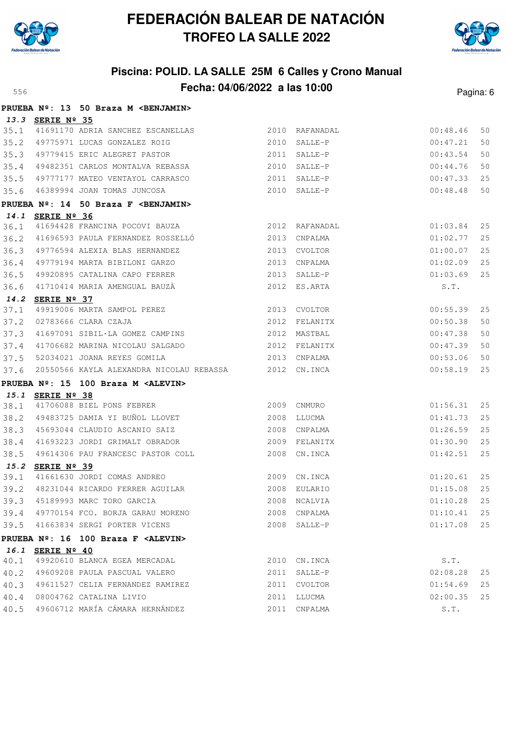# FEDERACIÓN BALEAR DE NATACIÓN

## TROFEO LA SALLE 2022

### Piscina: POLID. LA SALLE 25M 6 Calles y Crono Manual

### Fecha: 04/06/2022 a las 10:00

556

**PRUEBA Nº: 13 50 Braza M <BENJAMIN>**

**13.3 SERIE Nº 35**

| | | | | | | |
|---|---|---|---|---|---|---|
| 35.1 | 41691170 | ADRIA SANCHEZ ESCANELLAS | 2010 | RAFANADAL | 00:48.46 | 50 |
| 35.2 | 49775971 | LUCAS GONZALEZ ROIG | 2010 | SALLE-P | 00:47.21 | 50 |
| 35.3 | 49779415 | ERIC ALEGRET PASTOR | 2011 | SALLE-P | 00:43.54 | 50 |
| 35.4 | 49482351 | CARLOS MONTALVA REBASSA | 2010 | SALLE-P | 00:44.76 | 50 |
| 35.5 | 49777177 | MATEO VENTAYOL CARRASCO | 2011 | SALLE-P | 00:47.33 | 25 |
| 35.6 | 46389994 | JOAN TOMAS JUNCOSA | 2010 | SALLE-P | 00:48.48 | 50 |

**PRUEBA Nº: 14 50 Braza F <BENJAMIN>**

**14.1 SERIE Nº 36**

| | | | | | | |
|---|---|---|---|---|---|---|
| 36.1 | 41694428 | FRANCINA POCOVI BAUZA | 2012 | RAFANADAL | 01:03.84 | 25 |
| 36.2 | 41696593 | PAULA FERNANDEZ ROSSELLÓ | 2013 | CNPALMA | 01:02.77 | 25 |
| 36.3 | 49776594 | ALEXIA BLAS HERNANDEZ | 2013 | CVOLTOR | 01:00.07 | 25 |
| 36.4 | 49779194 | MARTA BIBILONI GARZO | 2013 | CNPALMA | 01:02.09 | 25 |
| 36.5 | 49920895 | CATALINA CAPO FERRER | 2013 | SALLE-P | 01:03.69 | 25 |
| 36.6 | 41710414 | MARIA AMENGUAL BAUZÀ | 2012 | ES.ARTA | S.T. | |

**14.2 SERIE Nº 37**

| | | | | | | |
|---|---|---|---|---|---|---|
| 37.1 | 49919006 | MARTA SAMPOL PEREZ | 2013 | CVOLTOR | 00:55.39 | 25 |
| 37.2 | 02783666 | CLARA CZAJA | 2012 | FELANITX | 00:50.38 | 50 |
| 37.3 | 41697091 | SIBIL·LA GOMEZ CAMPINS | 2012 | MASTBAL | 00:47.38 | 50 |
| 37.4 | 41706682 | MARINA NICOLAU SALGADO | 2012 | FELANITX | 00:47.39 | 50 |
| 37.5 | 52034021 | JOANA REYES GOMILA | 2013 | CNPALMA | 00:53.06 | 50 |
| 37.6 | 20550566 | KAYLA ALEXANDRA NICOLAU REBASSA | 2012 | CN.INCA | 00:58.19 | 25 |

**PRUEBA Nº: 15 100 Braza M <ALEVIN>**

**15.1 SERIE Nº 38**

| | | | | | | |
|---|---|---|---|---|---|---|
| 38.1 | 41706088 | BIEL PONS FEBRER | 2009 | CNMURO | 01:56.31 | 25 |
| 38.2 | 49483725 | DAMIA YI BUÑOL LLOVET | 2008 | LLUCMA | 01:41.73 | 25 |
| 38.3 | 45693044 | CLAUDIO ASCANIO SAIZ | 2008 | CNPALMA | 01:26.59 | 25 |
| 38.4 | 41693223 | JORDI GRIMALT OBRADOR | 2009 | FELANITX | 01:30.90 | 25 |
| 38.5 | 49614306 | PAU FRANCESC PASTOR COLL | 2008 | CN.INCA | 01:42.51 | 25 |

**15.2 SERIE Nº 39**

| | | | | | | |
|---|---|---|---|---|---|---|
| 39.1 | 41661630 | JORDI COMAS ANDREO | 2009 | CN.INCA | 01:20.61 | 25 |
| 39.2 | 48231044 | RICARDO FERRER AGUILAR | 2008 | EULARIO | 01:15.08 | 25 |
| 39.3 | 45189993 | MARC TORO GARCIA | 2008 | NCALVIA | 01:10.28 | 25 |
| 39.4 | 49770154 | FCO. BORJA GARAU MORENO | 2008 | CNPALMA | 01:10.41 | 25 |
| 39.5 | 41663834 | SERGI PORTER VICENS | 2008 | SALLE-P | 01:17.08 | 25 |

**PRUEBA Nº: 16 100 Braza F <ALEVIN>**

**16.1 SERIE Nº 40**

| | | | | | | |
|---|---|---|---|---|---|---|
| 40.1 | 49920610 | BLANCA EGEA MERCADAL | 2010 | CN.INCA | S.T. | |
| 40.2 | 49609208 | PAULA PASCUAL VALERO | 2011 | SALLE-P | 02:08.28 | 25 |
| 40.3 | 49611527 | CELIA FERNANDEZ RAMIREZ | 2011 | CVOLTOR | 01:54.69 | 25 |
| 40.4 | 08004762 | CATALINA LIVIO | 2011 | LLUCMA | 02:00.35 | 25 |
| 40.5 | 49606712 | MARÍA CÁMARA HERNÁNDEZ | 2011 | CNPALMA | S.T. | |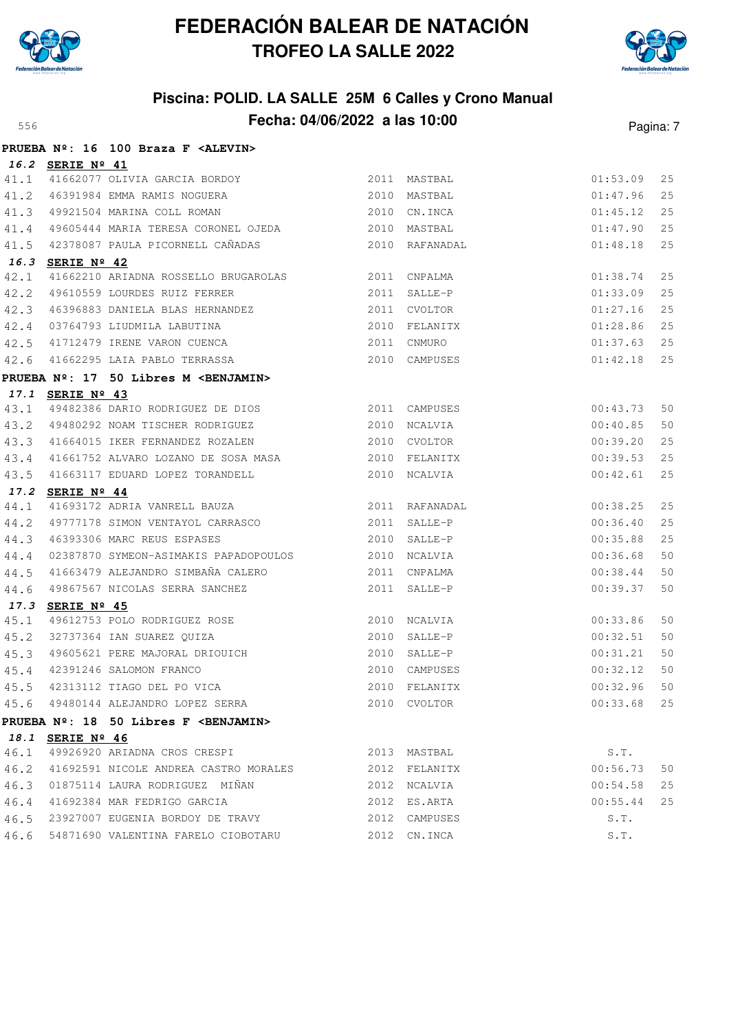# FEDERACIÓN BALEAR DE NATACIÓN
## TROFEO LA SALLE 2022

### Piscina: POLID. LA SALLE 25M 6 Calles y Crono Manual
### Fecha: 04/06/2022 a las 10:00

**PRUEBA Nº: 16 100 Braza F <ALEVIN>**

**16.2 SERIE Nº 41**

| | | | | | | |
|---|---|---|---|---|---|---|
| 41.1 | 41662077 | OLIVIA GARCIA BORDOY | 2011 | MASTBAL | 01:53.09 | 25 |
| 41.2 | 46391984 | EMMA RAMIS NOGUERA | 2010 | MASTBAL | 01:47.96 | 25 |
| 41.3 | 49921504 | MARINA COLL ROMAN | 2010 | CN.INCA | 01:45.12 | 25 |
| 41.4 | 49605444 | MARIA TERESA CORONEL OJEDA | 2010 | MASTBAL | 01:47.90 | 25 |
| 41.5 | 42378087 | PAULA PICORNELL CAÑADAS | 2010 | RAFANADAL | 01:48.18 | 25 |

**16.3 SERIE Nº 42**

| | | | | | | |
|---|---|---|---|---|---|---|
| 42.1 | 41662210 | ARIADNA ROSSELLO BRUGAROLAS | 2011 | CNPALMA | 01:38.74 | 25 |
| 42.2 | 49610559 | LOURDES RUIZ FERRER | 2011 | SALLE-P | 01:33.09 | 25 |
| 42.3 | 46396883 | DANIELA BLAS HERNANDEZ | 2011 | CVOLTOR | 01:27.16 | 25 |
| 42.4 | 03764793 | LIUDMILA LABUTINA | 2010 | FELANITX | 01:28.86 | 25 |
| 42.5 | 41712479 | IRENE VARON CUENCA | 2011 | CNMURO | 01:37.63 | 25 |
| 42.6 | 41662295 | LAIA PABLO TERRASSA | 2010 | CAMPUSES | 01:42.18 | 25 |

**PRUEBA Nº: 17 50 Libres M <BENJAMIN>**

**17.1 SERIE Nº 43**

| | | | | | | |
|---|---|---|---|---|---|---|
| 43.1 | 49482386 | DARIO RODRIGUEZ DE DIOS | 2011 | CAMPUSES | 00:43.73 | 50 |
| 43.2 | 49480292 | NOAM TISCHER RODRIGUEZ | 2010 | NCALVIA | 00:40.85 | 50 |
| 43.3 | 41664015 | IKER FERNANDEZ ROZALEN | 2010 | CVOLTOR | 00:39.20 | 25 |
| 43.4 | 41661752 | ALVARO LOZANO DE SOSA MASA | 2010 | FELANITX | 00:39.53 | 25 |
| 43.5 | 41663117 | EDUARD LOPEZ TORANDELL | 2010 | NCALVIA | 00:42.61 | 25 |

**17.2 SERIE Nº 44**

| | | | | | | |
|---|---|---|---|---|---|---|
| 44.1 | 41693172 | ADRIA VANRELL BAUZA | 2011 | RAFANADAL | 00:38.25 | 25 |
| 44.2 | 49777178 | SIMON VENTAYOL CARRASCO | 2011 | SALLE-P | 00:36.40 | 25 |
| 44.3 | 46393306 | MARC REUS ESPASES | 2010 | SALLE-P | 00:35.88 | 25 |
| 44.4 | 02387870 | SYMEON-ASIMAKIS PAPADOPOULOS | 2010 | NCALVIA | 00:36.68 | 50 |
| 44.5 | 41663479 | ALEJANDRO SIMBAÑA CALERO | 2011 | CNPALMA | 00:38.44 | 50 |
| 44.6 | 49867567 | NICOLAS SERRA SANCHEZ | 2011 | SALLE-P | 00:39.37 | 50 |

**17.3 SERIE Nº 45**

| | | | | | | |
|---|---|---|---|---|---|---|
| 45.1 | 49612753 | POLO RODRIGUEZ ROSE | 2010 | NCALVIA | 00:33.86 | 50 |
| 45.2 | 32737364 | IAN SUAREZ QUIZA | 2010 | SALLE-P | 00:32.51 | 50 |
| 45.3 | 49605621 | PERE MAJORAL DRIOUICH | 2010 | SALLE-P | 00:31.21 | 50 |
| 45.4 | 42391246 | SALOMON FRANCO | 2010 | CAMPUSES | 00:32.12 | 50 |
| 45.5 | 42313112 | TIAGO DEL PO VICA | 2010 | FELANITX | 00:32.96 | 50 |
| 45.6 | 49480144 | ALEJANDRO LOPEZ SERRA | 2010 | CVOLTOR | 00:33.68 | 25 |

**PRUEBA Nº: 18 50 Libres F <BENJAMIN>**

**18.1 SERIE Nº 46**

| | | | | | | |
|---|---|---|---|---|---|---|
| 46.1 | 49926920 | ARIADNA CROS CRESPI | 2013 | MASTBAL | S.T. | |
| 46.2 | 41692591 | NICOLE ANDREA CASTRO MORALES | 2012 | FELANITX | 00:56.73 | 50 |
| 46.3 | 01875114 | LAURA RODRIGUEZ MIÑAN | 2012 | NCALVIA | 00:54.58 | 25 |
| 46.4 | 41692384 | MAR FEDRIGO GARCIA | 2012 | ES.ARTA | 00:55.44 | 25 |
| 46.5 | 23927007 | EUGENIA BORDOY DE TRAVY | 2012 | CAMPUSES | S.T. | |
| 46.6 | 54871690 | VALENTINA FARELO CIOBOTARU | 2012 | CN.INCA | S.T. | |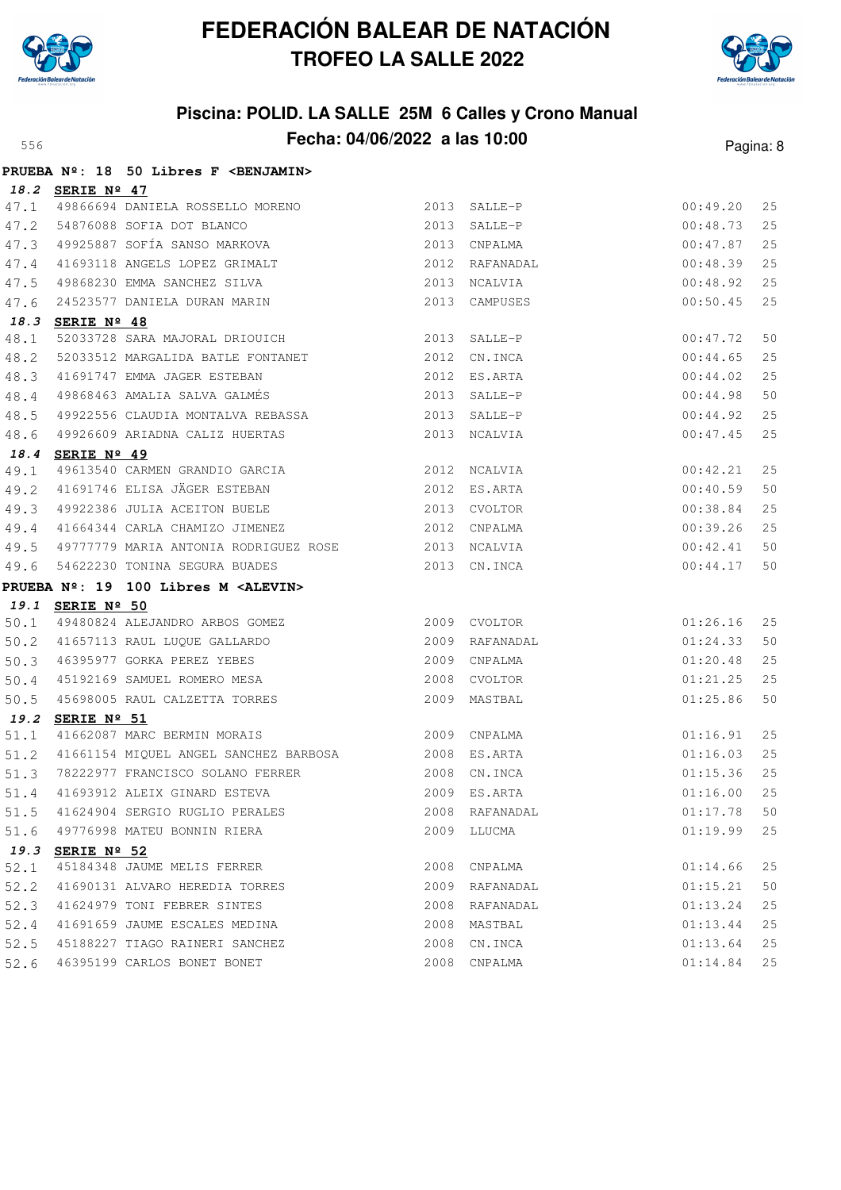# FEDERACIÓN BALEAR DE NATACIÓN
## TROFEO LA SALLE 2022

### Piscina: POLID. LA SALLE 25M 6 Calles y Crono Manual
### Fecha: 04/06/2022 a las 10:00

**PRUEBA Nº: 18 50 Libres F <BENJAMIN>**

**18.2 SERIE Nº 47**

| | | | | | | |
|---|---|---|---|---|---|---|
| 47.1 | 49866694 | DANIELA ROSSELLO MORENO | 2013 | SALLE-P | 00:49.20 | 25 |
| 47.2 | 54876088 | SOFIA DOT BLANCO | 2013 | SALLE-P | 00:48.73 | 25 |
| 47.3 | 49925887 | SOFÍA SANSO MARKOVA | 2013 | CNPALMA | 00:47.87 | 25 |
| 47.4 | 41693118 | ANGELS LOPEZ GRIMALT | 2012 | RAFANADAL | 00:48.39 | 25 |
| 47.5 | 49868230 | EMMA SANCHEZ SILVA | 2013 | NCALVIA | 00:48.92 | 25 |
| 47.6 | 24523577 | DANIELA DURAN MARIN | 2013 | CAMPUSES | 00:50.45 | 25 |

**18.3 SERIE Nº 48**

| | | | | | | |
|---|---|---|---|---|---|---|
| 48.1 | 52033728 | SARA MAJORAL DRIOUICH | 2013 | SALLE-P | 00:47.72 | 50 |
| 48.2 | 52033512 | MARGALIDA BATLE FONTANET | 2012 | CN.INCA | 00:44.65 | 25 |
| 48.3 | 41691747 | EMMA JAGER ESTEBAN | 2012 | ES.ARTA | 00:44.02 | 25 |
| 48.4 | 49868463 | AMALIA SALVA GALMÉS | 2013 | SALLE-P | 00:44.98 | 50 |
| 48.5 | 49922556 | CLAUDIA MONTALVA REBASSA | 2013 | SALLE-P | 00:44.92 | 25 |
| 48.6 | 49926609 | ARIADNA CALIZ HUERTAS | 2013 | NCALVIA | 00:47.45 | 25 |

**18.4 SERIE Nº 49**

| | | | | | | |
|---|---|---|---|---|---|---|
| 49.1 | 49613540 | CARMEN GRANDIO GARCIA | 2012 | NCALVIA | 00:42.21 | 25 |
| 49.2 | 41691746 | ELISA JÄGER ESTEBAN | 2012 | ES.ARTA | 00:40.59 | 50 |
| 49.3 | 49922386 | JULIA ACEITON BUELE | 2013 | CVOLTOR | 00:38.84 | 25 |
| 49.4 | 41664344 | CARLA CHAMIZO JIMENEZ | 2012 | CNPALMA | 00:39.26 | 25 |
| 49.5 | 49777779 | MARIA ANTONIA RODRIGUEZ ROSE | 2013 | NCALVIA | 00:42.41 | 50 |
| 49.6 | 54622230 | TONINA SEGURA BUADES | 2013 | CN.INCA | 00:44.17 | 50 |

**PRUEBA Nº: 19 100 Libres M <ALEVIN>**

**19.1 SERIE Nº 50**

| | | | | | | |
|---|---|---|---|---|---|---|
| 50.1 | 49480824 | ALEJANDRO ARBOS GOMEZ | 2009 | CVOLTOR | 01:26.16 | 25 |
| 50.2 | 41657113 | RAUL LUQUE GALLARDO | 2009 | RAFANADAL | 01:24.33 | 50 |
| 50.3 | 46395977 | GORKA PEREZ YEBES | 2009 | CNPALMA | 01:20.48 | 25 |
| 50.4 | 45192169 | SAMUEL ROMERO MESA | 2008 | CVOLTOR | 01:21.25 | 25 |
| 50.5 | 45698005 | RAUL CALZETTA TORRES | 2009 | MASTBAL | 01:25.86 | 50 |

**19.2 SERIE Nº 51**

| | | | | | | |
|---|---|---|---|---|---|---|
| 51.1 | 41662087 | MARC BERMIN MORAIS | 2009 | CNPALMA | 01:16.91 | 25 |
| 51.2 | 41661154 | MIQUEL ANGEL SANCHEZ BARBOSA | 2008 | ES.ARTA | 01:16.03 | 25 |
| 51.3 | 78222977 | FRANCISCO SOLANO FERRER | 2008 | CN.INCA | 01:15.36 | 25 |
| 51.4 | 41693912 | ALEIX GINARD ESTEVA | 2009 | ES.ARTA | 01:16.00 | 25 |
| 51.5 | 41624904 | SERGIO RUGLIO PERALES | 2008 | RAFANADAL | 01:17.78 | 50 |
| 51.6 | 49776998 | MATEU BONNIN RIERA | 2009 | LLUCMA | 01:19.99 | 25 |

**19.3 SERIE Nº 52**

| | | | | | | |
|---|---|---|---|---|---|---|
| 52.1 | 45184348 | JAUME MELIS FERRER | 2008 | CNPALMA | 01:14.66 | 25 |
| 52.2 | 41690131 | ALVARO HEREDIA TORRES | 2009 | RAFANADAL | 01:15.21 | 50 |
| 52.3 | 41624979 | TONI FEBRER SINTES | 2008 | RAFANADAL | 01:13.24 | 25 |
| 52.4 | 41691659 | JAUME ESCALES MEDINA | 2008 | MASTBAL | 01:13.44 | 25 |
| 52.5 | 45188227 | TIAGO RAINERI SANCHEZ | 2008 | CN.INCA | 01:13.64 | 25 |
| 52.6 | 46395199 | CARLOS BONET BONET | 2008 | CNPALMA | 01:14.84 | 25 |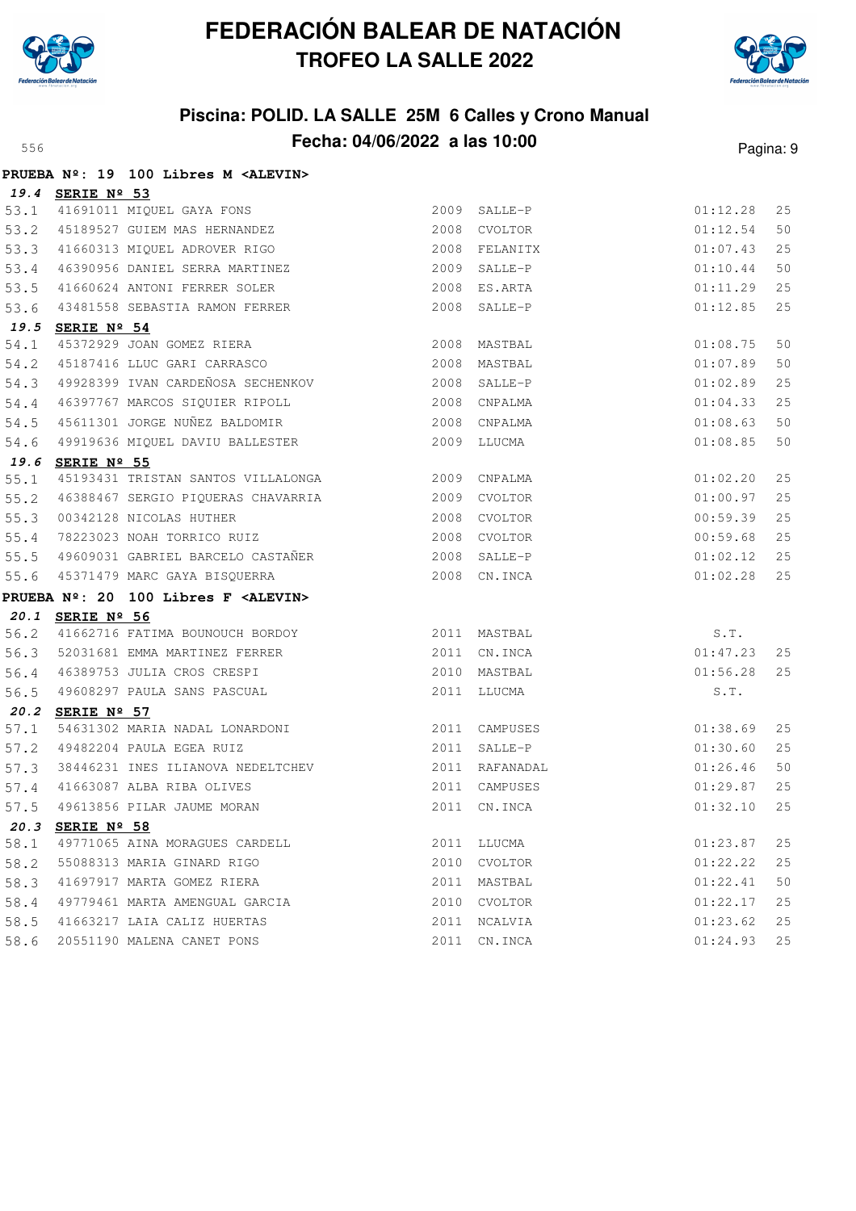# FEDERACIÓN BALEAR DE NATACIÓN

## TROFEO LA SALLE 2022

### Piscina: POLID. LA SALLE 25M 6 Calles y Crono Manual

### Fecha: 04/06/2022 a las 10:00

**PRUEBA Nº: 19 100 Libres M <ALEVIN>**

**19.4 SERIE Nº 53**

| | | | | | | |
|---|---|---|---|---|---|---|
| 53.1 | 41691011 | MIQUEL GAYA FONS | 2009 | SALLE-P | 01:12.28 | 25 |
| 53.2 | 45189527 | GUIEM MAS HERNANDEZ | 2008 | CVOLTOR | 01:12.54 | 50 |
| 53.3 | 41660313 | MIQUEL ADROVER RIGO | 2008 | FELANITX | 01:07.43 | 25 |
| 53.4 | 46390956 | DANIEL SERRA MARTINEZ | 2009 | SALLE-P | 01:10.44 | 50 |
| 53.5 | 41660624 | ANTONI FERRER SOLER | 2008 | ES.ARTA | 01:11.29 | 25 |
| 53.6 | 43481558 | SEBASTIA RAMON FERRER | 2008 | SALLE-P | 01:12.85 | 25 |

**19.5 SERIE Nº 54**

| | | | | | | |
|---|---|---|---|---|---|---|
| 54.1 | 45372929 | JOAN GOMEZ RIERA | 2008 | MASTBAL | 01:08.75 | 50 |
| 54.2 | 45187416 | LLUC GARI CARRASCO | 2008 | MASTBAL | 01:07.89 | 50 |
| 54.3 | 49928399 | IVAN CARDEÑOSA SECHENKOV | 2008 | SALLE-P | 01:02.89 | 25 |
| 54.4 | 46397767 | MARCOS SIQUIER RIPOLL | 2008 | CNPALMA | 01:04.33 | 25 |
| 54.5 | 45611301 | JORGE NUÑEZ BALDOMIR | 2008 | CNPALMA | 01:08.63 | 50 |
| 54.6 | 49919636 | MIQUEL DAVIU BALLESTER | 2009 | LLUCMA | 01:08.85 | 50 |

**19.6 SERIE Nº 55**

| | | | | | | |
|---|---|---|---|---|---|---|
| 55.1 | 45193431 | TRISTAN SANTOS VILLALONGA | 2009 | CNPALMA | 01:02.20 | 25 |
| 55.2 | 46388467 | SERGIO PIQUERAS CHAVARRIA | 2009 | CVOLTOR | 01:00.97 | 25 |
| 55.3 | 00342128 | NICOLAS HUTHER | 2008 | CVOLTOR | 00:59.39 | 25 |
| 55.4 | 78223023 | NOAH TORRICO RUIZ | 2008 | CVOLTOR | 00:59.68 | 25 |
| 55.5 | 49609031 | GABRIEL BARCELO CASTAÑER | 2008 | SALLE-P | 01:02.12 | 25 |
| 55.6 | 45371479 | MARC GAYA BISQUERRA | 2008 | CN.INCA | 01:02.28 | 25 |

**PRUEBA Nº: 20 100 Libres F <ALEVIN>**

**20.1 SERIE Nº 56**

| | | | | | | |
|---|---|---|---|---|---|---|
| 56.2 | 41662716 | FATIMA BOUNOUCH BORDOY | 2011 | MASTBAL | S.T. | |
| 56.3 | 52031681 | EMMA MARTINEZ FERRER | 2011 | CN.INCA | 01:47.23 | 25 |
| 56.4 | 46389753 | JULIA CROS CRESPI | 2010 | MASTBAL | 01:56.28 | 25 |
| 56.5 | 49608297 | PAULA SANS PASCUAL | 2011 | LLUCMA | S.T. | |

**20.2 SERIE Nº 57**

| | | | | | | |
|---|---|---|---|---|---|---|
| 57.1 | 54631302 | MARIA NADAL LONARDONI | 2011 | CAMPUSES | 01:38.69 | 25 |
| 57.2 | 49482204 | PAULA EGEA RUIZ | 2011 | SALLE-P | 01:30.60 | 25 |
| 57.3 | 38446231 | INES ILIANOVA NEDELTCHEV | 2011 | RAFANADAL | 01:26.46 | 50 |
| 57.4 | 41663087 | ALBA RIBA OLIVES | 2011 | CAMPUSES | 01:29.87 | 25 |
| 57.5 | 49613856 | PILAR JAUME MORAN | 2011 | CN.INCA | 01:32.10 | 25 |

**20.3 SERIE Nº 58**

| | | | | | | |
|---|---|---|---|---|---|---|
| 58.1 | 49771065 | AINA MORAGUES CARDELL | 2011 | LLUCMA | 01:23.87 | 25 |
| 58.2 | 55088313 | MARIA GINARD RIGO | 2010 | CVOLTOR | 01:22.22 | 25 |
| 58.3 | 41697917 | MARTA GOMEZ RIERA | 2011 | MASTBAL | 01:22.41 | 50 |
| 58.4 | 49779461 | MARTA AMENGUAL GARCIA | 2010 | CVOLTOR | 01:22.17 | 25 |
| 58.5 | 41663217 | LAIA CALIZ HUERTAS | 2011 | NCALVIA | 01:23.62 | 25 |
| 58.6 | 20551190 | MALENA CANET PONS | 2011 | CN.INCA | 01:24.93 | 25 |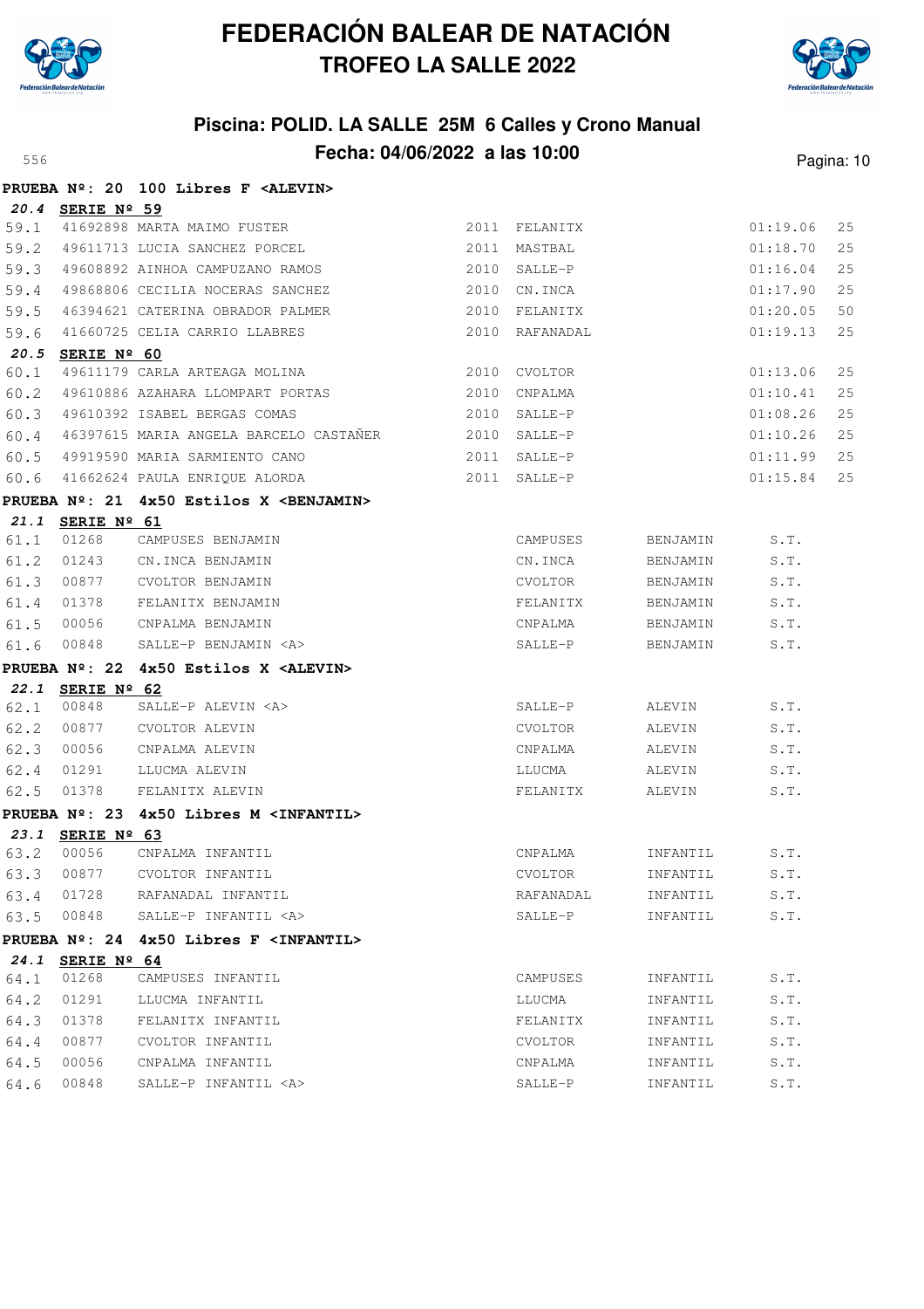# FEDERACIÓN BALEAR DE NATACIÓN

## TROFEO LA SALLE 2022

### Piscina: POLID. LA SALLE 25M 6 Calles y Crono Manual

### Fecha: 04/06/2022 a las 10:00

556

**PRUEBA Nº: 20 100 Libres F <ALEVIN>**

**20.4 SERIE Nº 59**

| | | | | | | |
|---|---|---|---|---|---|---|
| 59.1 | 41692898 | MARTA MAIMO FUSTER | 2011 | FELANITX | 01:19.06 | 25 |
| 59.2 | 49611713 | LUCIA SANCHEZ PORCEL | 2011 | MASTBAL | 01:18.70 | 25 |
| 59.3 | 49608892 | AINHOA CAMPUZANO RAMOS | 2010 | SALLE-P | 01:16.04 | 25 |
| 59.4 | 49868806 | CECILIA NOCERAS SANCHEZ | 2010 | CN.INCA | 01:17.90 | 25 |
| 59.5 | 46394621 | CATERINA OBRADOR PALMER | 2010 | FELANITX | 01:20.05 | 50 |
| 59.6 | 41660725 | CELIA CARRIO LLABRES | 2010 | RAFANADAL | 01:19.13 | 25 |

**20.5 SERIE Nº 60**

| | | | | | | |
|---|---|---|---|---|---|---|
| 60.1 | 49611179 | CARLA ARTEAGA MOLINA | 2010 | CVOLTOR | 01:13.06 | 25 |
| 60.2 | 49610886 | AZAHARA LLOMPART PORTAS | 2010 | CNPALMA | 01:10.41 | 25 |
| 60.3 | 49610392 | ISABEL BERGAS COMAS | 2010 | SALLE-P | 01:08.26 | 25 |
| 60.4 | 46397615 | MARIA ANGELA BARCELO CASTAÑER | 2010 | SALLE-P | 01:10.26 | 25 |
| 60.5 | 49919590 | MARIA SARMIENTO CANO | 2011 | SALLE-P | 01:11.99 | 25 |
| 60.6 | 41662624 | PAULA ENRIQUE ALORDA | 2011 | SALLE-P | 01:15.84 | 25 |

**PRUEBA Nº: 21 4x50 Estilos X <BENJAMIN>**

**21.1 SERIE Nº 61**

| | | | | | |
|---|---|---|---|---|---|
| 61.1 | 01268 | CAMPUSES BENJAMIN | CAMPUSES | BENJAMIN | S.T. |
| 61.2 | 01243 | CN.INCA BENJAMIN | CN.INCA | BENJAMIN | S.T. |
| 61.3 | 00877 | CVOLTOR BENJAMIN | CVOLTOR | BENJAMIN | S.T. |
| 61.4 | 01378 | FELANITX BENJAMIN | FELANITX | BENJAMIN | S.T. |
| 61.5 | 00056 | CNPALMA BENJAMIN | CNPALMA | BENJAMIN | S.T. |
| 61.6 | 00848 | SALLE-P BENJAMIN <A> | SALLE-P | BENJAMIN | S.T. |

**PRUEBA Nº: 22 4x50 Estilos X <ALEVIN>**

**22.1 SERIE Nº 62**

| | | | | | |
|---|---|---|---|---|---|
| 62.1 | 00848 | SALLE-P ALEVIN <A> | SALLE-P | ALEVIN | S.T. |
| 62.2 | 00877 | CVOLTOR ALEVIN | CVOLTOR | ALEVIN | S.T. |
| 62.3 | 00056 | CNPALMA ALEVIN | CNPALMA | ALEVIN | S.T. |
| 62.4 | 01291 | LLUCMA ALEVIN | LLUCMA | ALEVIN | S.T. |
| 62.5 | 01378 | FELANITX ALEVIN | FELANITX | ALEVIN | S.T. |

**PRUEBA Nº: 23 4x50 Libres M <INFANTIL>**

**23.1 SERIE Nº 63**

| | | | | | |
|---|---|---|---|---|---|
| 63.2 | 00056 | CNPALMA INFANTIL | CNPALMA | INFANTIL | S.T. |
| 63.3 | 00877 | CVOLTOR INFANTIL | CVOLTOR | INFANTIL | S.T. |
| 63.4 | 01728 | RAFANADAL INFANTIL | RAFANADAL | INFANTIL | S.T. |
| 63.5 | 00848 | SALLE-P INFANTIL <A> | SALLE-P | INFANTIL | S.T. |

**PRUEBA Nº: 24 4x50 Libres F <INFANTIL>**

**24.1 SERIE Nº 64**

| | | | | | |
|---|---|---|---|---|---|
| 64.1 | 01268 | CAMPUSES INFANTIL | CAMPUSES | INFANTIL | S.T. |
| 64.2 | 01291 | LLUCMA INFANTIL | LLUCMA | INFANTIL | S.T. |
| 64.3 | 01378 | FELANITX INFANTIL | FELANITX | INFANTIL | S.T. |
| 64.4 | 00877 | CVOLTOR INFANTIL | CVOLTOR | INFANTIL | S.T. |
| 64.5 | 00056 | CNPALMA INFANTIL | CNPALMA | INFANTIL | S.T. |
| 64.6 | 00848 | SALLE-P INFANTIL <A> | SALLE-P | INFANTIL | S.T. |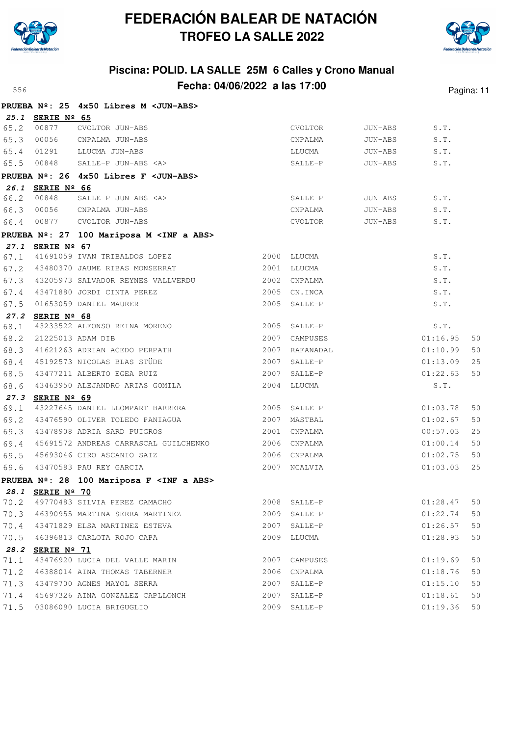# FEDERACIÓN BALEAR DE NATACIÓN

## TROFEO LA SALLE 2022

### Piscina: POLID. LA SALLE 25M 6 Calles y Crono Manual

### Fecha: 04/06/2022 a las 17:00

556

**PRUEBA Nº: 25 4x50 Libres M <JUN-ABS>**

***25.1* SERIE Nº 65**

| | | | | | | | |
|---|---|---|---|---|---|---|---|
| 65.2 | 00877 | CVOLTOR JUN-ABS | | CVOLTOR | JUN-ABS | S.T. | |
| 65.3 | 00056 | CNPALMA JUN-ABS | | CNPALMA | JUN-ABS | S.T. | |
| 65.4 | 01291 | LLUCMA JUN-ABS | | LLUCMA | JUN-ABS | S.T. | |
| 65.5 | 00848 | SALLE-P JUN-ABS <A> | | SALLE-P | JUN-ABS | S.T. | |

**PRUEBA Nº: 26 4x50 Libres F <JUN-ABS>**

***26.1* SERIE Nº 66**

| | | | | | | | |
|---|---|---|---|---|---|---|---|
| 66.2 | 00848 | SALLE-P JUN-ABS <A> | | SALLE-P | JUN-ABS | S.T. | |
| 66.3 | 00056 | CNPALMA JUN-ABS | | CNPALMA | JUN-ABS | S.T. | |
| 66.4 | 00877 | CVOLTOR JUN-ABS | | CVOLTOR | JUN-ABS | S.T. | |

**PRUEBA Nº: 27 100 Mariposa M <INF a ABS>**

***27.1* SERIE Nº 67**

| | | | | | | |
|---|---|---|---|---|---|---|
| 67.1 | 41691059 | IVAN TRIBALDOS LOPEZ | 2000 | LLUCMA | S.T. | |
| 67.2 | 43480370 | JAUME RIBAS MONSERRAT | 2001 | LLUCMA | S.T. | |
| 67.3 | 43205973 | SALVADOR REYNES VALLVERDU | 2002 | CNPALMA | S.T. | |
| 67.4 | 43471880 | JORDI CINTA PEREZ | 2005 | CN.INCA | S.T. | |
| 67.5 | 01653059 | DANIEL MAURER | 2005 | SALLE-P | S.T. | |

***27.2* SERIE Nº 68**

| | | | | | | |
|---|---|---|---|---|---|---|
| 68.1 | 43233522 | ALFONSO REINA MORENO | 2005 | SALLE-P | S.T. | |
| 68.2 | 21225013 | ADAM DIB | 2007 | CAMPUSES | 01:16.95 | 50 |
| 68.3 | 41621263 | ADRIAN ACEDO PERPATH | 2007 | RAFANADAL | 01:10.99 | 50 |
| 68.4 | 45192573 | NICOLAS BLAS STÜDE | 2007 | SALLE-P | 01:13.09 | 25 |
| 68.5 | 43477211 | ALBERTO EGEA RUIZ | 2007 | SALLE-P | 01:22.63 | 50 |
| 68.6 | 43463950 | ALEJANDRO ARIAS GOMILA | 2004 | LLUCMA | S.T. | |

***27.3* SERIE Nº 69**

| | | | | | | |
|---|---|---|---|---|---|---|
| 69.1 | 43227645 | DANIEL LLOMPART BARRERA | 2005 | SALLE-P | 01:03.78 | 50 |
| 69.2 | 43476590 | OLIVER TOLEDO PANIAGUA | 2007 | MASTBAL | 01:02.67 | 50 |
| 69.3 | 43478908 | ADRIA SARD PUIGROS | 2001 | CNPALMA | 00:57.03 | 25 |
| 69.4 | 45691572 | ANDREAS CARRASCAL GUILCHENKO | 2006 | CNPALMA | 01:00.14 | 50 |
| 69.5 | 45693046 | CIRO ASCANIO SAIZ | 2006 | CNPALMA | 01:02.75 | 50 |
| 69.6 | 43470583 | PAU REY GARCIA | 2007 | NCALVIA | 01:03.03 | 25 |

**PRUEBA Nº: 28 100 Mariposa F <INF a ABS>**

***28.1* SERIE Nº 70**

| | | | | | | |
|---|---|---|---|---|---|---|
| 70.2 | 49770483 | SILVIA PEREZ CAMACHO | 2008 | SALLE-P | 01:28.47 | 50 |
| 70.3 | 46390955 | MARTINA SERRA MARTINEZ | 2009 | SALLE-P | 01:22.74 | 50 |
| 70.4 | 43471829 | ELSA MARTINEZ ESTEVA | 2007 | SALLE-P | 01:26.57 | 50 |
| 70.5 | 46396813 | CARLOTA ROJO CAPA | 2009 | LLUCMA | 01:28.93 | 50 |

***28.2* SERIE Nº 71**

| | | | | | | |
|---|---|---|---|---|---|---|
| 71.1 | 43476920 | LUCIA DEL VALLE MARIN | 2007 | CAMPUSES | 01:19.69 | 50 |
| 71.2 | 46388014 | AINA THOMAS TABERNER | 2006 | CNPALMA | 01:18.76 | 50 |
| 71.3 | 43479700 | AGNES MAYOL SERRA | 2007 | SALLE-P | 01:15.10 | 50 |
| 71.4 | 45697326 | AINA GONZALEZ CAPLLONCH | 2007 | SALLE-P | 01:18.61 | 50 |
| 71.5 | 03086090 | LUCIA BRIGUGLIO | 2009 | SALLE-P | 01:19.36 | 50 |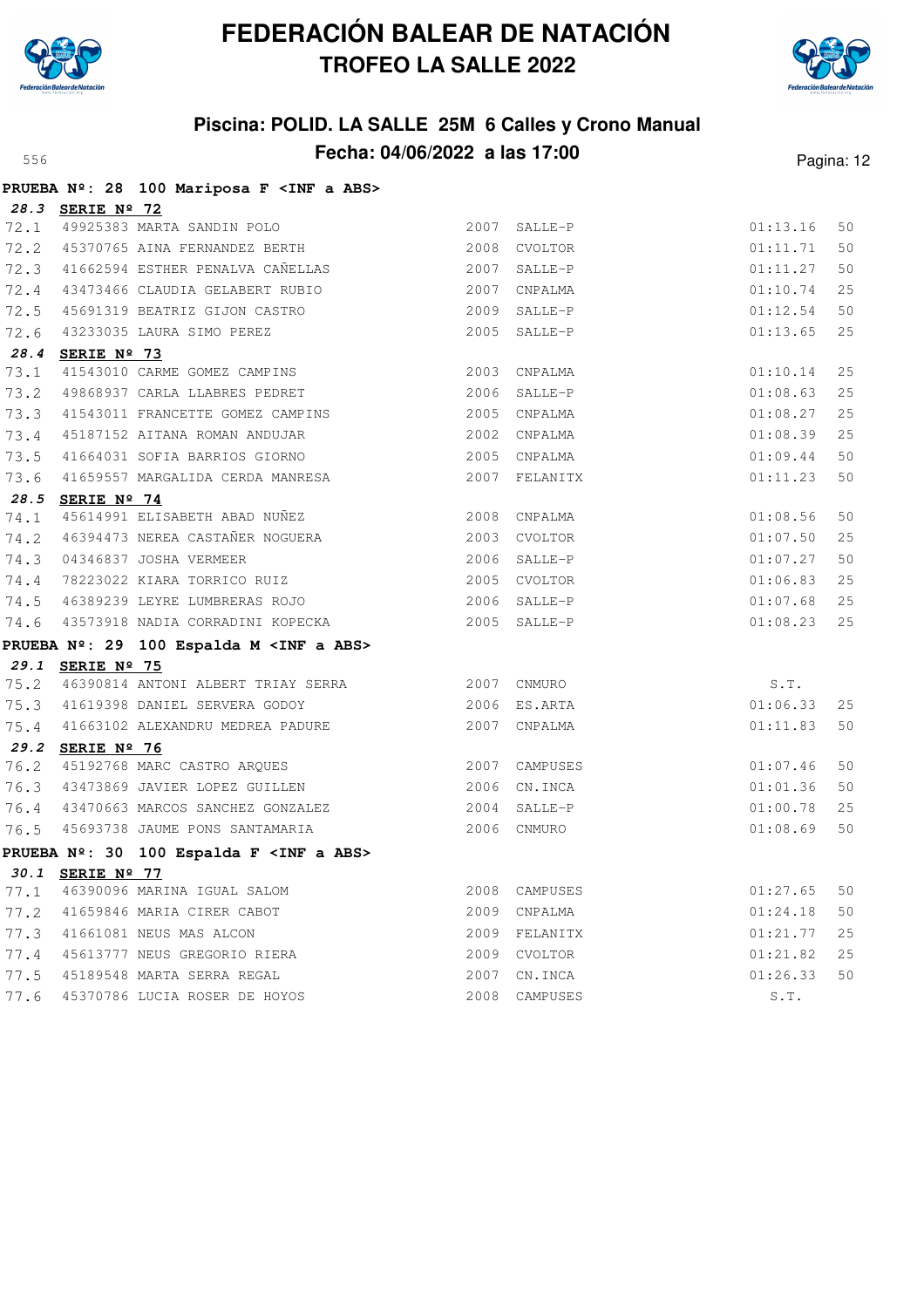# FEDERACIÓN BALEAR DE NATACIÓN
## TROFEO LA SALLE 2022

### Piscina: POLID. LA SALLE 25M 6 Calles y Crono Manual
### Fecha: 04/06/2022 a las 17:00

556

**PRUEBA Nº: 28 100 Mariposa F <INF a ABS>**

***28.3* SERIE Nº 72**

| | | | | | | |
|---|---|---|---|---|---|---|
| 72.1 | 49925383 | MARTA SANDIN POLO | 2007 | SALLE-P | 01:13.16 | 50 |
| 72.2 | 45370765 | AINA FERNANDEZ BERTH | 2008 | CVOLTOR | 01:11.71 | 50 |
| 72.3 | 41662594 | ESTHER PENALVA CAÑELLAS | 2007 | SALLE-P | 01:11.27 | 50 |
| 72.4 | 43473466 | CLAUDIA GELABERT RUBIO | 2007 | CNPALMA | 01:10.74 | 25 |
| 72.5 | 45691319 | BEATRIZ GIJON CASTRO | 2009 | SALLE-P | 01:12.54 | 50 |
| 72.6 | 43233035 | LAURA SIMO PEREZ | 2005 | SALLE-P | 01:13.65 | 25 |

***28.4* SERIE Nº 73**

| | | | | | | |
|---|---|---|---|---|---|---|
| 73.1 | 41543010 | CARME GOMEZ CAMPINS | 2003 | CNPALMA | 01:10.14 | 25 |
| 73.2 | 49868937 | CARLA LLABRES PEDRET | 2006 | SALLE-P | 01:08.63 | 25 |
| 73.3 | 41543011 | FRANCETTE GOMEZ CAMPINS | 2005 | CNPALMA | 01:08.27 | 25 |
| 73.4 | 45187152 | AITANA ROMAN ANDUJAR | 2002 | CNPALMA | 01:08.39 | 25 |
| 73.5 | 41664031 | SOFIA BARRIOS GIORNO | 2005 | CNPALMA | 01:09.44 | 50 |
| 73.6 | 41659557 | MARGALIDA CERDA MANRESA | 2007 | FELANITX | 01:11.23 | 50 |

***28.5* SERIE Nº 74**

| | | | | | | |
|---|---|---|---|---|---|---|
| 74.1 | 45614991 | ELISABETH ABAD NUÑEZ | 2008 | CNPALMA | 01:08.56 | 50 |
| 74.2 | 46394473 | NEREA CASTAÑER NOGUERA | 2003 | CVOLTOR | 01:07.50 | 25 |
| 74.3 | 04346837 | JOSHA VERMEER | 2006 | SALLE-P | 01:07.27 | 50 |
| 74.4 | 78223022 | KIARA TORRICO RUIZ | 2005 | CVOLTOR | 01:06.83 | 25 |
| 74.5 | 46389239 | LEYRE LUMBRERAS ROJO | 2006 | SALLE-P | 01:07.68 | 25 |
| 74.6 | 43573918 | NADIA CORRADINI KOPECKA | 2005 | SALLE-P | 01:08.23 | 25 |

**PRUEBA Nº: 29 100 Espalda M <INF a ABS>**

***29.1* SERIE Nº 75**

| | | | | | | |
|---|---|---|---|---|---|---|
| 75.2 | 46390814 | ANTONI ALBERT TRIAY SERRA | 2007 | CNMURO | S.T. | |
| 75.3 | 41619398 | DANIEL SERVERA GODOY | 2006 | ES.ARTA | 01:06.33 | 25 |
| 75.4 | 41663102 | ALEXANDRU MEDREA PADURE | 2007 | CNPALMA | 01:11.83 | 50 |

***29.2* SERIE Nº 76**

| | | | | | | |
|---|---|---|---|---|---|---|
| 76.2 | 45192768 | MARC CASTRO ARQUES | 2007 | CAMPUSES | 01:07.46 | 50 |
| 76.3 | 43473869 | JAVIER LOPEZ GUILLEN | 2006 | CN.INCA | 01:01.36 | 50 |
| 76.4 | 43470663 | MARCOS SANCHEZ GONZALEZ | 2004 | SALLE-P | 01:00.78 | 25 |
| 76.5 | 45693738 | JAUME PONS SANTAMARIA | 2006 | CNMURO | 01:08.69 | 50 |

**PRUEBA Nº: 30 100 Espalda F <INF a ABS>**

***30.1* SERIE Nº 77**

| | | | | | | |
|---|---|---|---|---|---|---|
| 77.1 | 46390096 | MARINA IGUAL SALOM | 2008 | CAMPUSES | 01:27.65 | 50 |
| 77.2 | 41659846 | MARIA CIRER CABOT | 2009 | CNPALMA | 01:24.18 | 50 |
| 77.3 | 41661081 | NEUS MAS ALCON | 2009 | FELANITX | 01:21.77 | 25 |
| 77.4 | 45613777 | NEUS GREGORIO RIERA | 2009 | CVOLTOR | 01:21.82 | 25 |
| 77.5 | 45189548 | MARTA SERRA REGAL | 2007 | CN.INCA | 01:26.33 | 50 |
| 77.6 | 45370786 | LUCIA ROSER DE HOYOS | 2008 | CAMPUSES | S.T. | |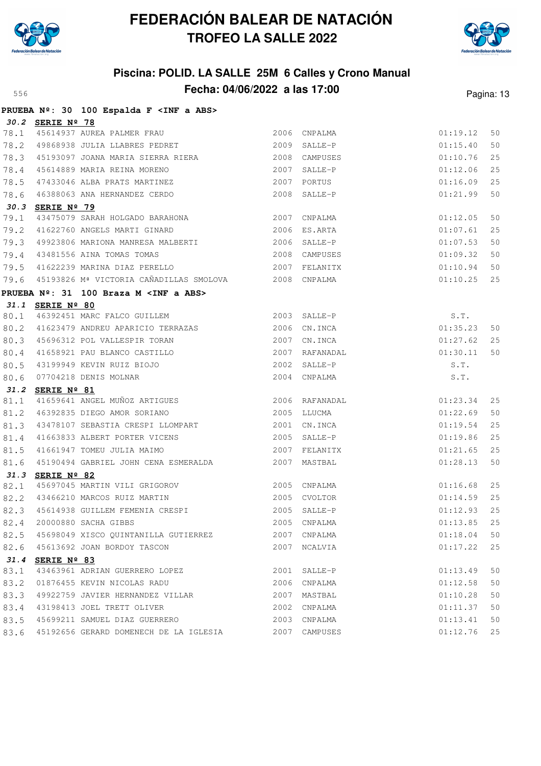# FEDERACIÓN BALEAR DE NATACIÓN
## TROFEO LA SALLE 2022

### Piscina: POLID. LA SALLE 25M 6 Calles y Crono Manual
### Fecha: 04/06/2022 a las 17:00

556

**PRUEBA Nº: 30 100 Espalda F <INF a ABS>**

**30.2 SERIE Nº 78**

| | | | | | | |
|---|---|---|---|---|---|---|
| 78.1 | 45614937 | AUREA PALMER FRAU | 2006 | CNPALMA | 01:19.12 | 50 |
| 78.2 | 49868938 | JULIA LLABRES PEDRET | 2009 | SALLE-P | 01:15.40 | 50 |
| 78.3 | 45193097 | JOANA MARIA SIERRA RIERA | 2008 | CAMPUSES | 01:10.76 | 25 |
| 78.4 | 45614889 | MARIA REINA MORENO | 2007 | SALLE-P | 01:12.06 | 25 |
| 78.5 | 47433046 | ALBA PRATS MARTINEZ | 2007 | PORTUS | 01:16.09 | 25 |
| 78.6 | 46388063 | ANA HERNANDEZ CERDO | 2008 | SALLE-P | 01:21.99 | 50 |

**30.3 SERIE Nº 79**

| | | | | | | |
|---|---|---|---|---|---|---|
| 79.1 | 43475079 | SARAH HOLGADO BARAHONA | 2007 | CNPALMA | 01:12.05 | 50 |
| 79.2 | 41622760 | ANGELS MARTI GINARD | 2006 | ES.ARTA | 01:07.61 | 25 |
| 79.3 | 49923806 | MARIONA MANRESA MALBERTI | 2006 | SALLE-P | 01:07.53 | 50 |
| 79.4 | 43481556 | AINA TOMAS TOMAS | 2008 | CAMPUSES | 01:09.32 | 50 |
| 79.5 | 41622239 | MARINA DIAZ PERELLO | 2007 | FELANITX | 01:10.94 | 50 |
| 79.6 | 45193826 | Mª VICTORIA CAÑADILLAS SMOLOVA | 2008 | CNPALMA | 01:10.25 | 25 |

**PRUEBA Nº: 31 100 Braza M <INF a ABS>**

**31.1 SERIE Nº 80**

| | | | | | | |
|---|---|---|---|---|---|---|
| 80.1 | 46392451 | MARC FALCO GUILLEM | 2003 | SALLE-P | S.T. | |
| 80.2 | 41623479 | ANDREU APARICIO TERRAZAS | 2006 | CN.INCA | 01:35.23 | 50 |
| 80.3 | 45696312 | POL VALLESPIR TORAN | 2007 | CN.INCA | 01:27.62 | 25 |
| 80.4 | 41658921 | PAU BLANCO CASTILLO | 2007 | RAFANADAL | 01:30.11 | 50 |
| 80.5 | 43199949 | KEVIN RUIZ BIOJO | 2002 | SALLE-P | S.T. | |
| 80.6 | 07704218 | DENIS MOLNAR | 2004 | CNPALMA | S.T. | |

**31.2 SERIE Nº 81**

| | | | | | | |
|---|---|---|---|---|---|---|
| 81.1 | 41659641 | ANGEL MUÑOZ ARTIGUES | 2006 | RAFANADAL | 01:23.34 | 25 |
| 81.2 | 46392835 | DIEGO AMOR SORIANO | 2005 | LLUCMA | 01:22.69 | 50 |
| 81.3 | 43478107 | SEBASTIA CRESPI LLOMPART | 2001 | CN.INCA | 01:19.54 | 25 |
| 81.4 | 41663833 | ALBERT PORTER VICENS | 2005 | SALLE-P | 01:19.86 | 25 |
| 81.5 | 41661947 | TOMEU JULIA MAIMO | 2007 | FELANITX | 01:21.65 | 25 |
| 81.6 | 45190494 | GABRIEL JOHN CENA ESMERALDA | 2007 | MASTBAL | 01:28.13 | 50 |

**31.3 SERIE Nº 82**

| | | | | | | |
|---|---|---|---|---|---|---|
| 82.1 | 45697045 | MARTIN VILI GRIGOROV | 2005 | CNPALMA | 01:16.68 | 25 |
| 82.2 | 43466210 | MARCOS RUIZ MARTIN | 2005 | CVOLTOR | 01:14.59 | 25 |
| 82.3 | 45614938 | GUILLEM FEMENIA CRESPI | 2005 | SALLE-P | 01:12.93 | 25 |
| 82.4 | 20000880 | SACHA GIBBS | 2005 | CNPALMA | 01:13.85 | 25 |
| 82.5 | 45698049 | XISCO QUINTANILLA GUTIERREZ | 2007 | CNPALMA | 01:18.04 | 50 |
| 82.6 | 45613692 | JOAN BORDOY TASCON | 2007 | NCALVIA | 01:17.22 | 25 |

**31.4 SERIE Nº 83**

| | | | | | | |
|---|---|---|---|---|---|---|
| 83.1 | 43463961 | ADRIAN GUERRERO LOPEZ | 2001 | SALLE-P | 01:13.49 | 50 |
| 83.2 | 01876455 | KEVIN NICOLAS RADU | 2006 | CNPALMA | 01:12.58 | 50 |
| 83.3 | 49922759 | JAVIER HERNANDEZ VILLAR | 2007 | MASTBAL | 01:10.28 | 50 |
| 83.4 | 43198413 | JOEL TRETT OLIVER | 2002 | CNPALMA | 01:11.37 | 50 |
| 83.5 | 45699211 | SAMUEL DIAZ GUERRERO | 2003 | CNPALMA | 01:13.41 | 50 |
| 83.6 | 45192656 | GERARD DOMENECH DE LA IGLESIA | 2007 | CAMPUSES | 01:12.76 | 25 |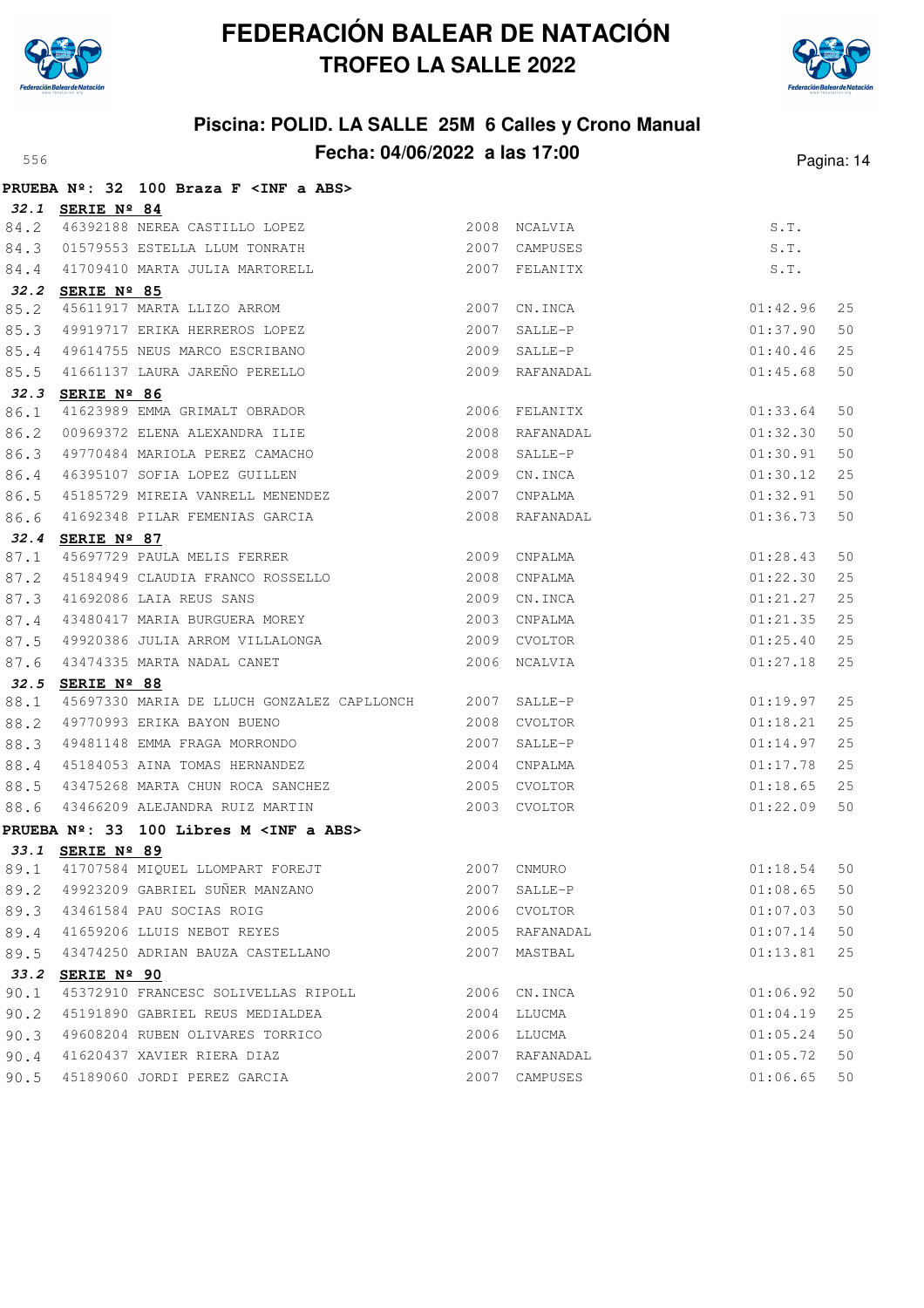# FEDERACIÓN BALEAR DE NATACIÓN
## TROFEO LA SALLE 2022

### Piscina: POLID. LA SALLE 25M 6 Calles y Crono Manual
### Fecha: 04/06/2022 a las 17:00

556

**PRUEBA Nº: 32 100 Braza F <INF a ABS>**

**32.1 SERIE Nº 84**

| | | | | | |
|---|---|---|---|---|---|
| 84.2 | 46392188 NEREA CASTILLO LOPEZ | 2008 | NCALVIA | S.T. | |
| 84.3 | 01579553 ESTELLA LLUM TONRATH | 2007 | CAMPUSES | S.T. | |
| 84.4 | 41709410 MARTA JULIA MARTORELL | 2007 | FELANITX | S.T. | |

**32.2 SERIE Nº 85**

| | | | | | |
|---|---|---|---|---|---|
| 85.2 | 45611917 MARTA LLIZO ARROM | 2007 | CN.INCA | 01:42.96 | 25 |
| 85.3 | 49919717 ERIKA HERREROS LOPEZ | 2007 | SALLE-P | 01:37.90 | 50 |
| 85.4 | 49614755 NEUS MARCO ESCRIBANO | 2009 | SALLE-P | 01:40.46 | 25 |
| 85.5 | 41661137 LAURA JAREÑO PERELLO | 2009 | RAFANADAL | 01:45.68 | 50 |

**32.3 SERIE Nº 86**

| | | | | | |
|---|---|---|---|---|---|
| 86.1 | 41623989 EMMA GRIMALT OBRADOR | 2006 | FELANITX | 01:33.64 | 50 |
| 86.2 | 00969372 ELENA ALEXANDRA ILIE | 2008 | RAFANADAL | 01:32.30 | 50 |
| 86.3 | 49770484 MARIOLA PEREZ CAMACHO | 2008 | SALLE-P | 01:30.91 | 50 |
| 86.4 | 46395107 SOFIA LOPEZ GUILLEN | 2009 | CN.INCA | 01:30.12 | 25 |
| 86.5 | 45185729 MIREIA VANRELL MENENDEZ | 2007 | CNPALMA | 01:32.91 | 50 |
| 86.6 | 41692348 PILAR FEMENIAS GARCIA | 2008 | RAFANADAL | 01:36.73 | 50 |

**32.4 SERIE Nº 87**

| | | | | | |
|---|---|---|---|---|---|
| 87.1 | 45697729 PAULA MELIS FERRER | 2009 | CNPALMA | 01:28.43 | 50 |
| 87.2 | 45184949 CLAUDIA FRANCO ROSSELLO | 2008 | CNPALMA | 01:22.30 | 25 |
| 87.3 | 41692086 LAIA REUS SANS | 2009 | CN.INCA | 01:21.27 | 25 |
| 87.4 | 43480417 MARIA BURGUERA MOREY | 2003 | CNPALMA | 01:21.35 | 25 |
| 87.5 | 49920386 JULIA ARROM VILLALONGA | 2009 | CVOLTOR | 01:25.40 | 25 |
| 87.6 | 43474335 MARTA NADAL CANET | 2006 | NCALVIA | 01:27.18 | 25 |

**32.5 SERIE Nº 88**

| | | | | | |
|---|---|---|---|---|---|
| 88.1 | 45697330 MARIA DE LLUCH GONZALEZ CAPLLONCH | 2007 | SALLE-P | 01:19.97 | 25 |
| 88.2 | 49770993 ERIKA BAYON BUENO | 2008 | CVOLTOR | 01:18.21 | 25 |
| 88.3 | 49481148 EMMA FRAGA MORRONDO | 2007 | SALLE-P | 01:14.97 | 25 |
| 88.4 | 45184053 AINA TOMAS HERNANDEZ | 2004 | CNPALMA | 01:17.78 | 25 |
| 88.5 | 43475268 MARTA CHUN ROCA SANCHEZ | 2005 | CVOLTOR | 01:18.65 | 25 |
| 88.6 | 43466209 ALEJANDRA RUIZ MARTIN | 2003 | CVOLTOR | 01:22.09 | 50 |

**PRUEBA Nº: 33 100 Libres M <INF a ABS>**

**33.1 SERIE Nº 89**

| | | | | | |
|---|---|---|---|---|---|
| 89.1 | 41707584 MIQUEL LLOMPART FOREJT | 2007 | CNMURO | 01:18.54 | 50 |
| 89.2 | 49923209 GABRIEL SUÑER MANZANO | 2007 | SALLE-P | 01:08.65 | 50 |
| 89.3 | 43461584 PAU SOCIAS ROIG | 2006 | CVOLTOR | 01:07.03 | 50 |
| 89.4 | 41659206 LLUIS NEBOT REYES | 2005 | RAFANADAL | 01:07.14 | 50 |
| 89.5 | 43474250 ADRIAN BAUZA CASTELLANO | 2007 | MASTBAL | 01:13.81 | 25 |

**33.2 SERIE Nº 90**

| | | | | | |
|---|---|---|---|---|---|
| 90.1 | 45372910 FRANCESC SOLIVELLAS RIPOLL | 2006 | CN.INCA | 01:06.92 | 50 |
| 90.2 | 45191890 GABRIEL REUS MEDIALDEA | 2004 | LLUCMA | 01:04.19 | 25 |
| 90.3 | 49608204 RUBEN OLIVARES TORRICO | 2006 | LLUCMA | 01:05.24 | 50 |
| 90.4 | 41620437 XAVIER RIERA DIAZ | 2007 | RAFANADAL | 01:05.72 | 50 |
| 90.5 | 45189060 JORDI PEREZ GARCIA | 2007 | CAMPUSES | 01:06.65 | 50 |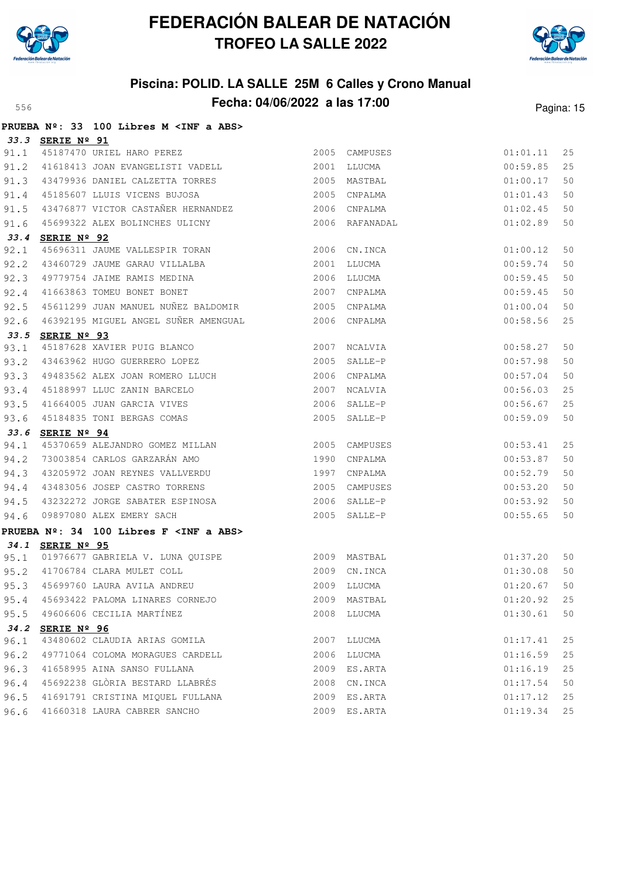# FEDERACIÓN BALEAR DE NATACIÓN
## TROFEO LA SALLE 2022

### Piscina: POLID. LA SALLE 25M 6 Calles y Crono Manual
### Fecha: 04/06/2022 a las 17:00

556

**PRUEBA Nº: 33 100 Libres M <INF a ABS>**

**33.3 SERIE Nº 91**

| | | | | | | |
|---|---|---|---|---|---|---|
| 91.1 | 45187470 | URIEL HARO PEREZ | 2005 | CAMPUSES | 01:01.11 | 25 |
| 91.2 | 41618413 | JOAN EVANGELISTI VADELL | 2001 | LLUCMA | 00:59.85 | 25 |
| 91.3 | 43479936 | DANIEL CALZETTA TORRES | 2005 | MASTBAL | 01:00.17 | 50 |
| 91.4 | 45185607 | LLUIS VICENS BUJOSA | 2005 | CNPALMA | 01:01.43 | 50 |
| 91.5 | 43476877 | VICTOR CASTAÑER HERNANDEZ | 2006 | CNPALMA | 01:02.45 | 50 |
| 91.6 | 45699322 | ALEX BOLINCHES ULICNY | 2006 | RAFANADAL | 01:02.89 | 50 |

**33.4 SERIE Nº 92**

| | | | | | | |
|---|---|---|---|---|---|---|
| 92.1 | 45696311 | JAUME VALLESPIR TORAN | 2006 | CN.INCA | 01:00.12 | 50 |
| 92.2 | 43460729 | JAUME GARAU VILLALBA | 2001 | LLUCMA | 00:59.74 | 50 |
| 92.3 | 49779754 | JAIME RAMIS MEDINA | 2006 | LLUCMA | 00:59.45 | 50 |
| 92.4 | 41663863 | TOMEU BONET BONET | 2007 | CNPALMA | 00:59.45 | 50 |
| 92.5 | 45611299 | JUAN MANUEL NUÑEZ BALDOMIR | 2005 | CNPALMA | 01:00.04 | 50 |
| 92.6 | 46392195 | MIGUEL ANGEL SUÑER AMENGUAL | 2006 | CNPALMA | 00:58.56 | 25 |

**33.5 SERIE Nº 93**

| | | | | | | |
|---|---|---|---|---|---|---|
| 93.1 | 45187628 | XAVIER PUIG BLANCO | 2007 | NCALVIA | 00:58.27 | 50 |
| 93.2 | 43463962 | HUGO GUERRERO LOPEZ | 2005 | SALLE-P | 00:57.98 | 50 |
| 93.3 | 49483562 | ALEX JOAN ROMERO LLUCH | 2006 | CNPALMA | 00:57.04 | 50 |
| 93.4 | 45188997 | LLUC ZANIN BARCELO | 2007 | NCALVIA | 00:56.03 | 25 |
| 93.5 | 41664005 | JUAN GARCIA VIVES | 2006 | SALLE-P | 00:56.67 | 25 |
| 93.6 | 45184835 | TONI BERGAS COMAS | 2005 | SALLE-P | 00:59.09 | 50 |

**33.6 SERIE Nº 94**

| | | | | | | |
|---|---|---|---|---|---|---|
| 94.1 | 45370659 | ALEJANDRO GOMEZ MILLAN | 2005 | CAMPUSES | 00:53.41 | 25 |
| 94.2 | 73003854 | CARLOS GARZARÁN AMO | 1990 | CNPALMA | 00:53.87 | 50 |
| 94.3 | 43205972 | JOAN REYNES VALLVERDU | 1997 | CNPALMA | 00:52.79 | 50 |
| 94.4 | 43483056 | JOSEP CASTRO TORRENS | 2005 | CAMPUSES | 00:53.20 | 50 |
| 94.5 | 43232272 | JORGE SABATER ESPINOSA | 2006 | SALLE-P | 00:53.92 | 50 |
| 94.6 | 09897080 | ALEX EMERY SACH | 2005 | SALLE-P | 00:55.65 | 50 |

**PRUEBA Nº: 34 100 Libres F <INF a ABS>**

**34.1 SERIE Nº 95**

| | | | | | | |
|---|---|---|---|---|---|---|
| 95.1 | 01976677 | GABRIELA V. LUNA QUISPE | 2009 | MASTBAL | 01:37.20 | 50 |
| 95.2 | 41706784 | CLARA MULET COLL | 2009 | CN.INCA | 01:30.08 | 50 |
| 95.3 | 45699760 | LAURA AVILA ANDREU | 2009 | LLUCMA | 01:20.67 | 50 |
| 95.4 | 45693422 | PALOMA LINARES CORNEJO | 2009 | MASTBAL | 01:20.92 | 25 |
| 95.5 | 49606606 | CECILIA MARTÍNEZ | 2008 | LLUCMA | 01:30.61 | 50 |

**34.2 SERIE Nº 96**

| | | | | | | |
|---|---|---|---|---|---|---|
| 96.1 | 43480602 | CLAUDIA ARIAS GOMILA | 2007 | LLUCMA | 01:17.41 | 25 |
| 96.2 | 49771064 | COLOMA MORAGUES CARDELL | 2006 | LLUCMA | 01:16.59 | 25 |
| 96.3 | 41658995 | AINA SANSO FULLANA | 2009 | ES.ARTA | 01:16.19 | 25 |
| 96.4 | 45692238 | GLÒRIA BESTARD LLABRÉS | 2008 | CN.INCA | 01:17.54 | 50 |
| 96.5 | 41691791 | CRISTINA MIQUEL FULLANA | 2009 | ES.ARTA | 01:17.12 | 25 |
| 96.6 | 41660318 | LAURA CABRER SANCHO | 2009 | ES.ARTA | 01:19.34 | 25 |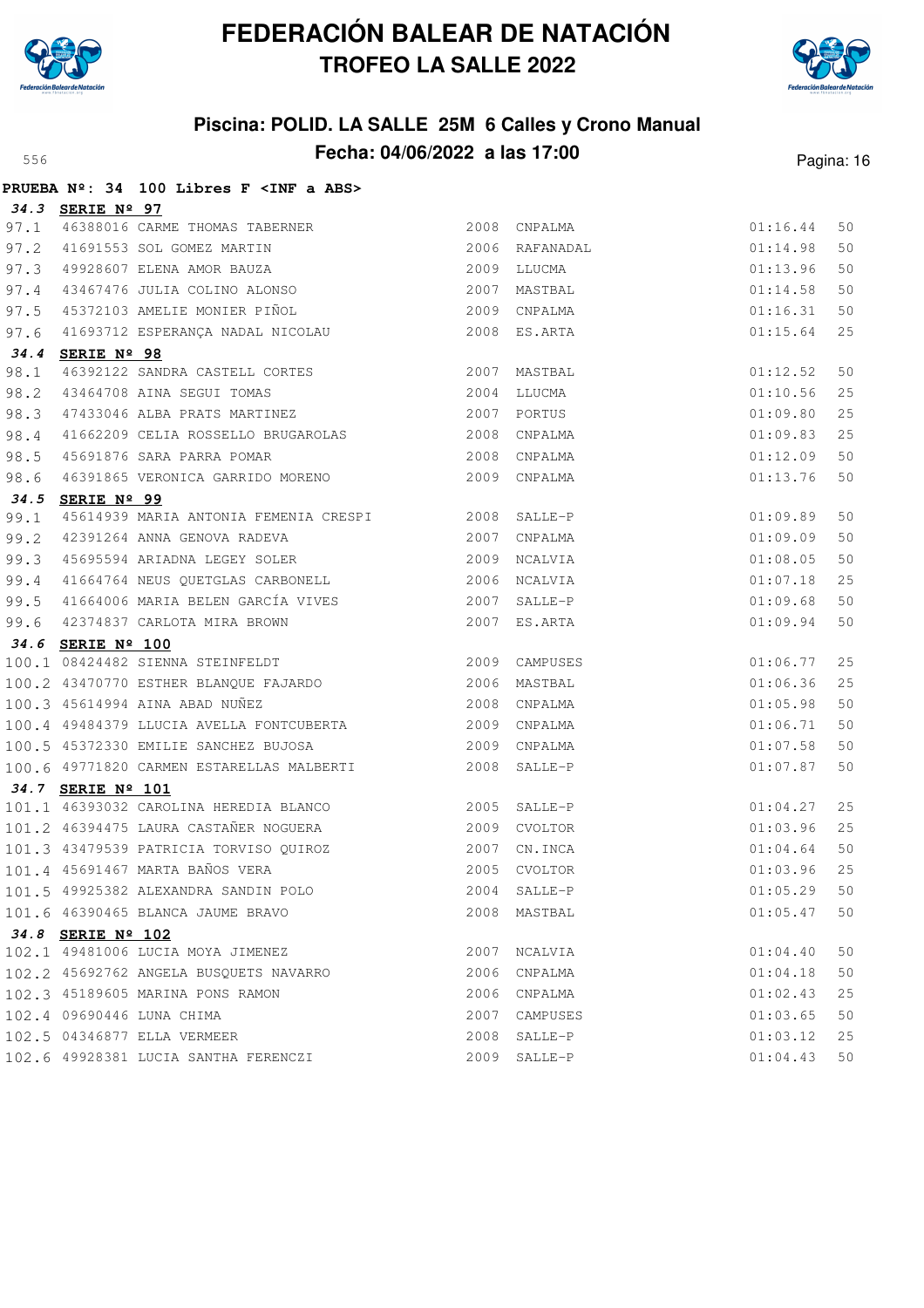# FEDERACIÓN BALEAR DE NATACIÓN

## TROFEO LA SALLE 2022

### Piscina: POLID. LA SALLE 25M 6 Calles y Crono Manual

### Fecha: 04/06/2022 a las 17:00

556

**PRUEBA Nº: 34 100 Libres F <INF a ABS>**

***34.3* SERIE Nº 97**

| | | | | | | |
|---|---|---|---|---|---|---|
| 97.1 | 46388016 | CARME THOMAS TABERNER | 2008 | CNPALMA | 01:16.44 | 50 |
| 97.2 | 41691553 | SOL GOMEZ MARTIN | 2006 | RAFANADAL | 01:14.98 | 50 |
| 97.3 | 49928607 | ELENA AMOR BAUZA | 2009 | LLUCMA | 01:13.96 | 50 |
| 97.4 | 43467476 | JULIA COLINO ALONSO | 2007 | MASTBAL | 01:14.58 | 50 |
| 97.5 | 45372103 | AMELIE MONIER PIÑOL | 2009 | CNPALMA | 01:16.31 | 50 |
| 97.6 | 41693712 | ESPERANÇA NADAL NICOLAU | 2008 | ES.ARTA | 01:15.64 | 25 |

***34.4* SERIE Nº 98**

| | | | | | | |
|---|---|---|---|---|---|---|
| 98.1 | 46392122 | SANDRA CASTELL CORTES | 2007 | MASTBAL | 01:12.52 | 50 |
| 98.2 | 43464708 | AINA SEGUI TOMAS | 2004 | LLUCMA | 01:10.56 | 25 |
| 98.3 | 47433046 | ALBA PRATS MARTINEZ | 2007 | PORTUS | 01:09.80 | 25 |
| 98.4 | 41662209 | CELIA ROSSELLO BRUGAROLAS | 2008 | CNPALMA | 01:09.83 | 25 |
| 98.5 | 45691876 | SARA PARRA POMAR | 2008 | CNPALMA | 01:12.09 | 50 |
| 98.6 | 46391865 | VERONICA GARRIDO MORENO | 2009 | CNPALMA | 01:13.76 | 50 |

***34.5* SERIE Nº 99**

| | | | | | | |
|---|---|---|---|---|---|---|
| 99.1 | 45614939 | MARIA ANTONIA FEMENIA CRESPI | 2008 | SALLE-P | 01:09.89 | 50 |
| 99.2 | 42391264 | ANNA GENOVA RADEVA | 2007 | CNPALMA | 01:09.09 | 50 |
| 99.3 | 45695594 | ARIADNA LEGEY SOLER | 2009 | NCALVIA | 01:08.05 | 50 |
| 99.4 | 41664764 | NEUS QUETGLAS CARBONELL | 2006 | NCALVIA | 01:07.18 | 25 |
| 99.5 | 41664006 | MARIA BELEN GARCÍA VIVES | 2007 | SALLE-P | 01:09.68 | 50 |
| 99.6 | 42374837 | CARLOTA MIRA BROWN | 2007 | ES.ARTA | 01:09.94 | 50 |

***34.6* SERIE Nº 100**

| | | | | | | |
|---|---|---|---|---|---|---|
| 100.1 | 08424482 | SIENNA STEINFELDT | 2009 | CAMPUSES | 01:06.77 | 25 |
| 100.2 | 43470770 | ESTHER BLANQUE FAJARDO | 2006 | MASTBAL | 01:06.36 | 25 |
| 100.3 | 45614994 | AINA ABAD NUÑEZ | 2008 | CNPALMA | 01:05.98 | 50 |
| 100.4 | 49484379 | LLUCIA AVELLA FONTCUBERTA | 2009 | CNPALMA | 01:06.71 | 50 |
| 100.5 | 45372330 | EMILIE SANCHEZ BUJOSA | 2009 | CNPALMA | 01:07.58 | 50 |
| 100.6 | 49771820 | CARMEN ESTARELLAS MALBERTI | 2008 | SALLE-P | 01:07.87 | 50 |

***34.7* SERIE Nº 101**

| | | | | | | |
|---|---|---|---|---|---|---|
| 101.1 | 46393032 | CAROLINA HEREDIA BLANCO | 2005 | SALLE-P | 01:04.27 | 25 |
| 101.2 | 46394475 | LAURA CASTAÑER NOGUERA | 2009 | CVOLTOR | 01:03.96 | 25 |
| 101.3 | 43479539 | PATRICIA TORVISO QUIROZ | 2007 | CN.INCA | 01:04.64 | 50 |
| 101.4 | 45691467 | MARTA BAÑOS VERA | 2005 | CVOLTOR | 01:03.96 | 25 |
| 101.5 | 49925382 | ALEXANDRA SANDIN POLO | 2004 | SALLE-P | 01:05.29 | 50 |
| 101.6 | 46390465 | BLANCA JAUME BRAVO | 2008 | MASTBAL | 01:05.47 | 50 |

***34.8* SERIE Nº 102**

| | | | | | | |
|---|---|---|---|---|---|---|
| 102.1 | 49481006 | LUCIA MOYA JIMENEZ | 2007 | NCALVIA | 01:04.40 | 50 |
| 102.2 | 45692762 | ANGELA BUSQUETS NAVARRO | 2006 | CNPALMA | 01:04.18 | 50 |
| 102.3 | 45189605 | MARINA PONS RAMON | 2006 | CNPALMA | 01:02.43 | 25 |
| 102.4 | 09690446 | LUNA CHIMA | 2007 | CAMPUSES | 01:03.65 | 50 |
| 102.5 | 04346877 | ELLA VERMEER | 2008 | SALLE-P | 01:03.12 | 25 |
| 102.6 | 49928381 | LUCIA SANTHA FERENCZI | 2009 | SALLE-P | 01:04.43 | 50 |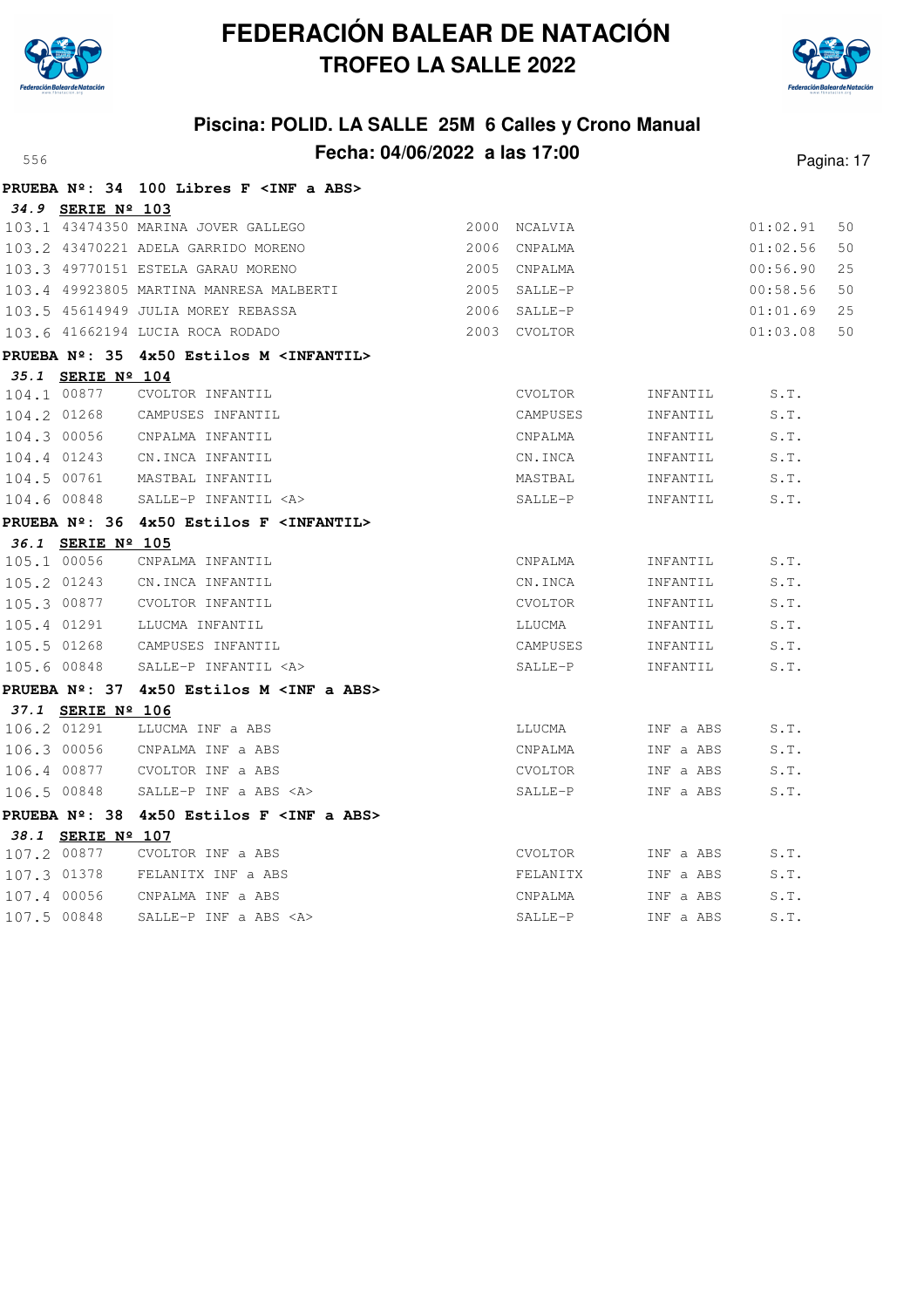# FEDERACIÓN BALEAR DE NATACIÓN

## TROFEO LA SALLE 2022

### Piscina: POLID. LA SALLE 25M 6 Calles y Crono Manual

### Fecha: 04/06/2022 a las 17:00

556

**PRUEBA Nº: 34 100 Libres F <INF a ABS>**

***34.9* SERIE Nº 103**

| | | | | | |
|---|---|---|---|---|---|
| 103.1 | 43474350 MARINA JOVER GALLEGO | 2000 | NCALVIA | 01:02.91 | 50 |
| 103.2 | 43470221 ADELA GARRIDO MORENO | 2006 | CNPALMA | 01:02.56 | 50 |
| 103.3 | 49770151 ESTELA GARAU MORENO | 2005 | CNPALMA | 00:56.90 | 25 |
| 103.4 | 49923805 MARTINA MANRESA MALBERTI | 2005 | SALLE-P | 00:58.56 | 50 |
| 103.5 | 45614949 JULIA MOREY REBASSA | 2006 | SALLE-P | 01:01.69 | 25 |
| 103.6 | 41662194 LUCIA ROCA RODADO | 2003 | CVOLTOR | 01:03.08 | 50 |

**PRUEBA Nº: 35 4x50 Estilos M <INFANTIL>**

***35.1* SERIE Nº 104**

| | | | | | |
|---|---|---|---|---|---|
| 104.1 | 00877 | CVOLTOR INFANTIL | CVOLTOR | INFANTIL | S.T. |
| 104.2 | 01268 | CAMPUSES INFANTIL | CAMPUSES | INFANTIL | S.T. |
| 104.3 | 00056 | CNPALMA INFANTIL | CNPALMA | INFANTIL | S.T. |
| 104.4 | 01243 | CN.INCA INFANTIL | CN.INCA | INFANTIL | S.T. |
| 104.5 | 00761 | MASTBAL INFANTIL | MASTBAL | INFANTIL | S.T. |
| 104.6 | 00848 | SALLE-P INFANTIL <A> | SALLE-P | INFANTIL | S.T. |

**PRUEBA Nº: 36 4x50 Estilos F <INFANTIL>**

***36.1* SERIE Nº 105**

| | | | | | |
|---|---|---|---|---|---|
| 105.1 | 00056 | CNPALMA INFANTIL | CNPALMA | INFANTIL | S.T. |
| 105.2 | 01243 | CN.INCA INFANTIL | CN.INCA | INFANTIL | S.T. |
| 105.3 | 00877 | CVOLTOR INFANTIL | CVOLTOR | INFANTIL | S.T. |
| 105.4 | 01291 | LLUCMA INFANTIL | LLUCMA | INFANTIL | S.T. |
| 105.5 | 01268 | CAMPUSES INFANTIL | CAMPUSES | INFANTIL | S.T. |
| 105.6 | 00848 | SALLE-P INFANTIL <A> | SALLE-P | INFANTIL | S.T. |

**PRUEBA Nº: 37 4x50 Estilos M <INF a ABS>**

***37.1* SERIE Nº 106**

| | | | | | |
|---|---|---|---|---|---|
| 106.2 | 01291 | LLUCMA INF a ABS | LLUCMA | INF a ABS | S.T. |
| 106.3 | 00056 | CNPALMA INF a ABS | CNPALMA | INF a ABS | S.T. |
| 106.4 | 00877 | CVOLTOR INF a ABS | CVOLTOR | INF a ABS | S.T. |
| 106.5 | 00848 | SALLE-P INF a ABS <A> | SALLE-P | INF a ABS | S.T. |

**PRUEBA Nº: 38 4x50 Estilos F <INF a ABS>**

***38.1* SERIE Nº 107**

| | | | | | |
|---|---|---|---|---|---|
| 107.2 | 00877 | CVOLTOR INF a ABS | CVOLTOR | INF a ABS | S.T. |
| 107.3 | 01378 | FELANITX INF a ABS | FELANITX | INF a ABS | S.T. |
| 107.4 | 00056 | CNPALMA INF a ABS | CNPALMA | INF a ABS | S.T. |
| 107.5 | 00848 | SALLE-P INF a ABS <A> | SALLE-P | INF a ABS | S.T. |